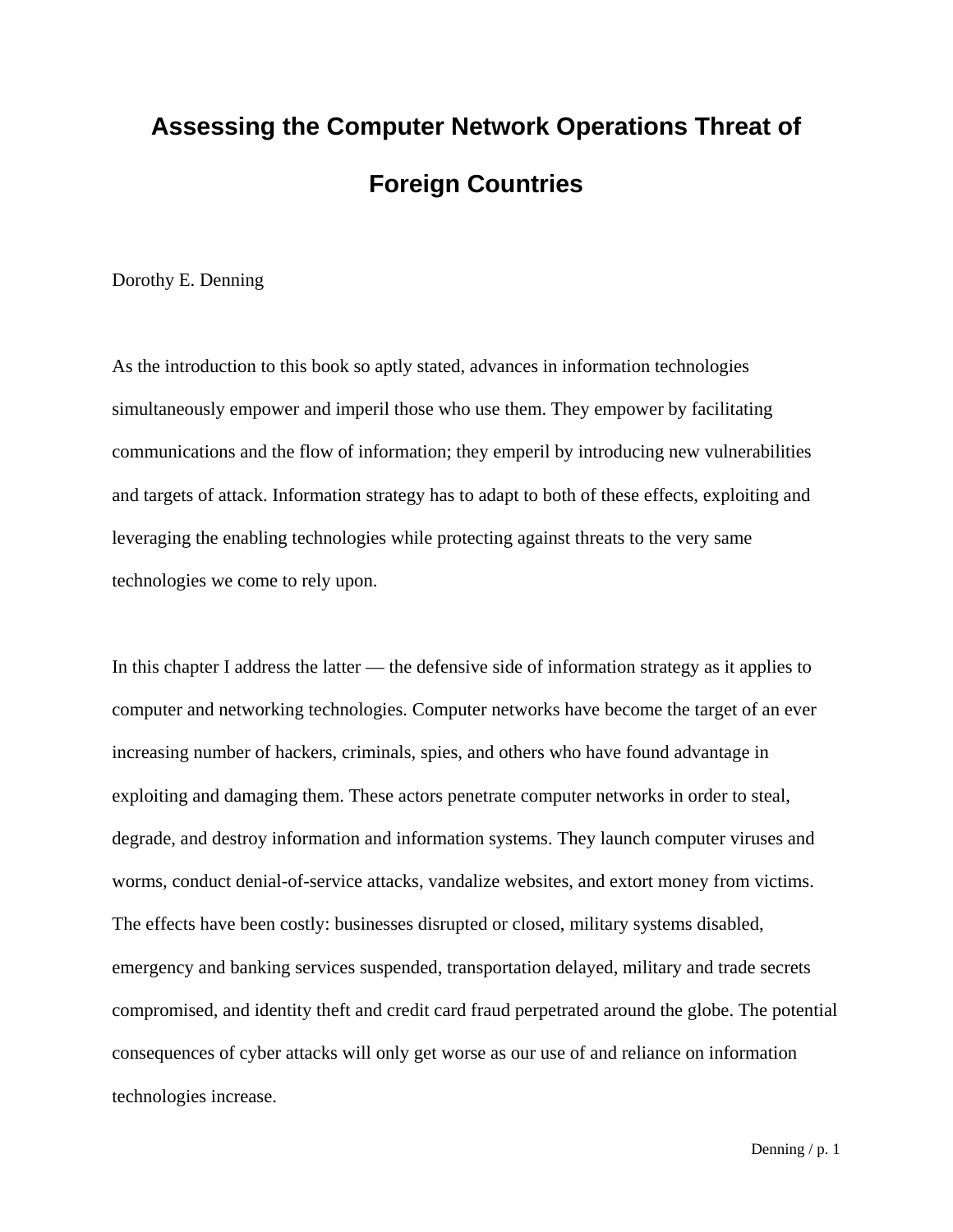# Assessing the Computer Network Operations Threat of Foreign Countries

Dorothy E. Denning

As the introduction to this book so aptly stated, advances in information technologies simultaneously empower and imperil those who use them. They empower by facilitating communications and the flow of information; they emperil by introducing new vulnerabilities and targets of attack. Information strategy has to adapt to both of these effects, exploiting and leveraging the enabling technologies while protecting against threats to the very same technologies we come to rely upon.

In this chapter I address the latter — the defensive side of information strategy as it applies to computer and networking technologies. Computer networks have become the target of an ever increasing number of hackers, criminals, spies, and others who have found advantage in exploiting and damaging them. These actors penetrate computer networks in order to steal, degrade, and destroy information and information systems. They launch computer viruses and worms, conduct denial-of-service attacks, vandalize websites, and extort money from victims. The effects have been costly: businesses disrupted or closed, military systems disabled, emergency and banking services suspended, transportation delayed, military and trade secrets compromised, and identity theft and credit card fraud perpetrated around the globe. The potential consequences of cyber attacks will only get worse as our use of and reliance on information technologies increase.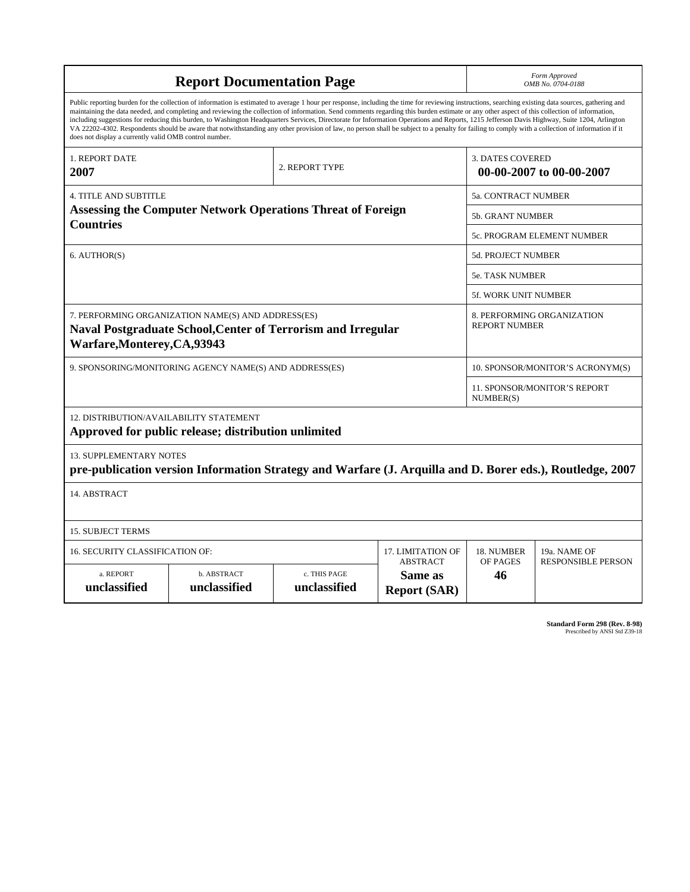# Report Documentation Page

*Form Approved*
*OMB No. 0704-0188*

Public reporting burden for the collection of information is estimated to average 1 hour per response, including the time for reviewing instructions, searching existing data sources, gathering and maintaining the data needed, and completing and reviewing the collection of information. Send comments regarding this burden estimate or any other aspect of this collection of information, including suggestions for reducing this burden, to Washington Headquarters Services, Directorate for Information Operations and Reports, 1215 Jefferson Davis Highway, Suite 1204, Arlington VA 22202-4302. Respondents should be aware that notwithstanding any other provision of law, no person shall be subject to a penalty for failing to comply with a collection of information if it does not display a currently valid OMB control number.

| 1. REPORT DATE | 2. REPORT TYPE | 3. DATES COVERED |
|---|---|---|
| **2007** | | **00-00-2007 to 00-00-2007** |

| 4. TITLE AND SUBTITLE | |
|---|---|
| **Assessing the Computer Network Operations Threat of Foreign Countries** | 5a. CONTRACT NUMBER |
| | 5b. GRANT NUMBER |
| | 5c. PROGRAM ELEMENT NUMBER |
| 6. AUTHOR(S) | 5d. PROJECT NUMBER |
| | 5e. TASK NUMBER |
| | 5f. WORK UNIT NUMBER |
| 7. PERFORMING ORGANIZATION NAME(S) AND ADDRESS(ES) **Naval Postgraduate School,Center of Terrorism and Irregular Warfare,Monterey,CA,93943** | 8. PERFORMING ORGANIZATION REPORT NUMBER |
| 9. SPONSORING/MONITORING AGENCY NAME(S) AND ADDRESS(ES) | 10. SPONSOR/MONITOR'S ACRONYM(S) |
| | 11. SPONSOR/MONITOR'S REPORT NUMBER(S) |

12. DISTRIBUTION/AVAILABILITY STATEMENT
**Approved for public release; distribution unlimited**

13. SUPPLEMENTARY NOTES
**pre-publication version Information Strategy and Warfare (J. Arquilla and D. Borer eds.), Routledge, 2007**

14. ABSTRACT

15. SUBJECT TERMS

| 16. SECURITY CLASSIFICATION OF: | | | 17. LIMITATION OF ABSTRACT | 18. NUMBER OF PAGES | 19a. NAME OF RESPONSIBLE PERSON |
|---|---|---|---|---|---|
| a. REPORT | b. ABSTRACT | c. THIS PAGE | | | |
| **unclassified** | **unclassified** | **unclassified** | **Same as Report (SAR)** | **46** | |

**Standard Form 298 (Rev. 8-98)**
Prescribed by ANSI Std Z39-18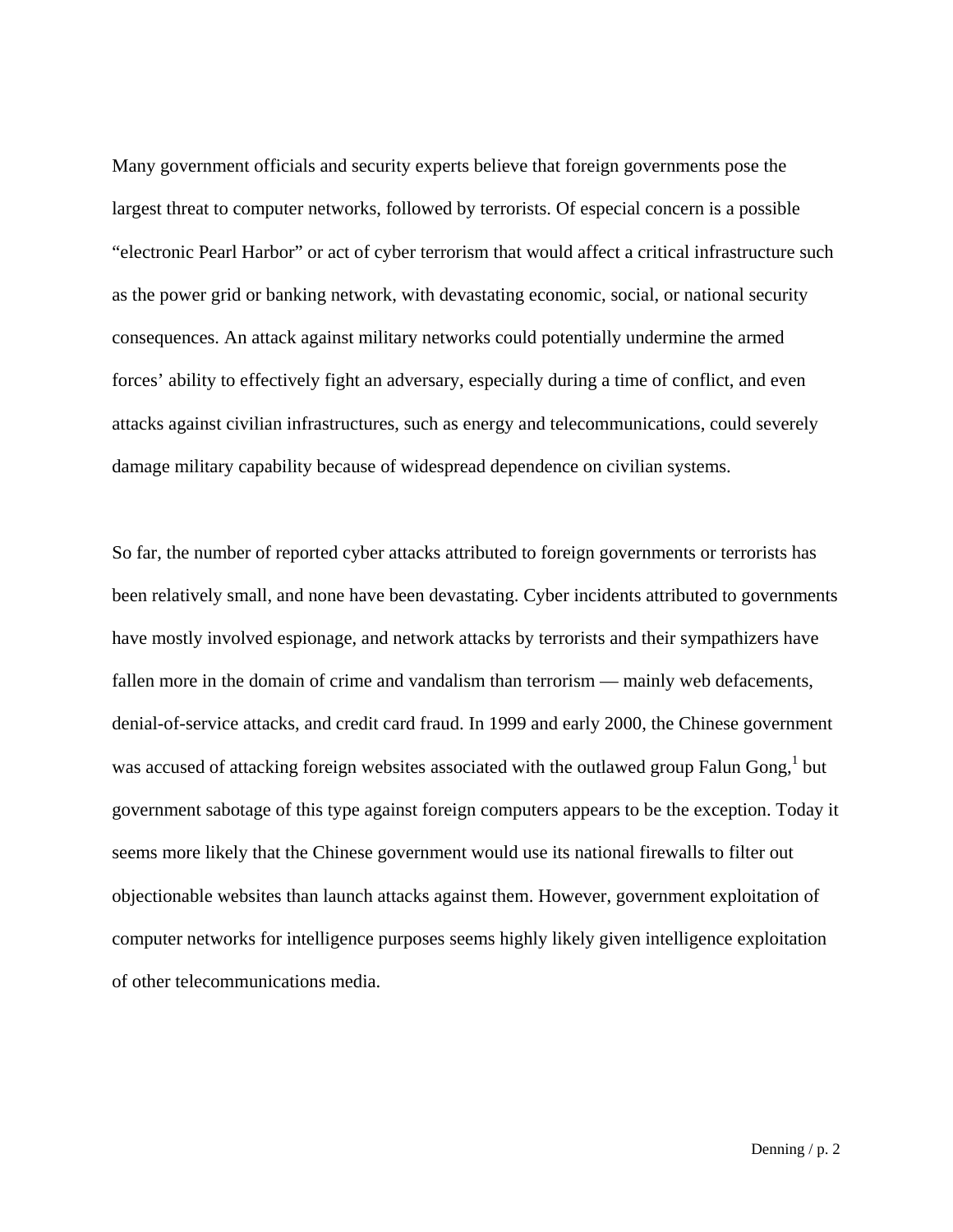Many government officials and security experts believe that foreign governments pose the largest threat to computer networks, followed by terrorists. Of especial concern is a possible "electronic Pearl Harbor" or act of cyber terrorism that would affect a critical infrastructure such as the power grid or banking network, with devastating economic, social, or national security consequences. An attack against military networks could potentially undermine the armed forces' ability to effectively fight an adversary, especially during a time of conflict, and even attacks against civilian infrastructures, such as energy and telecommunications, could severely damage military capability because of widespread dependence on civilian systems.

So far, the number of reported cyber attacks attributed to foreign governments or terrorists has been relatively small, and none have been devastating. Cyber incidents attributed to governments have mostly involved espionage, and network attacks by terrorists and their sympathizers have fallen more in the domain of crime and vandalism than terrorism — mainly web defacements, denial-of-service attacks, and credit card fraud. In 1999 and early 2000, the Chinese government was accused of attacking foreign websites associated with the outlawed group Falun Gong,[1] but government sabotage of this type against foreign computers appears to be the exception. Today it seems more likely that the Chinese government would use its national firewalls to filter out objectionable websites than launch attacks against them. However, government exploitation of computer networks for intelligence purposes seems highly likely given intelligence exploitation of other telecommunications media.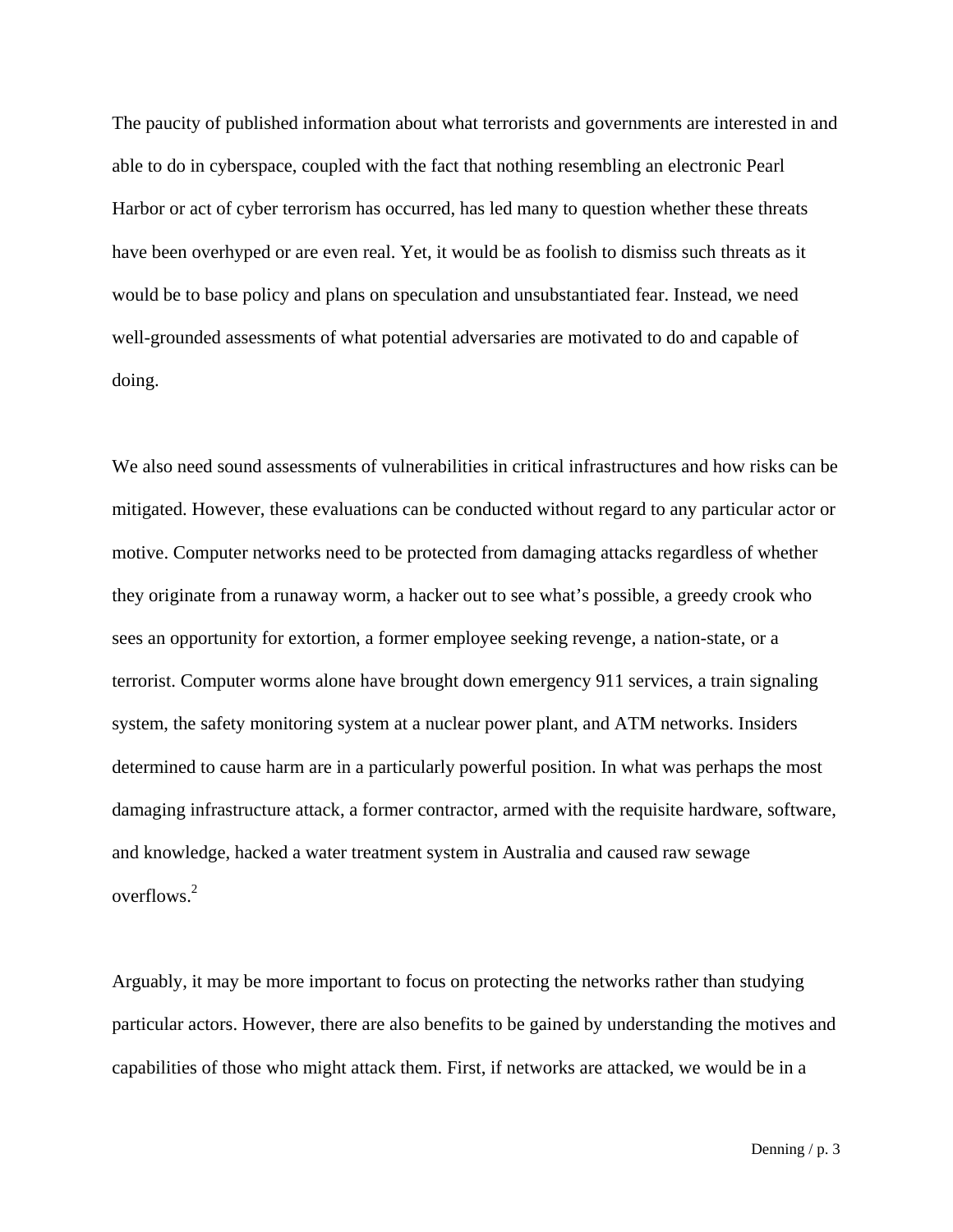The paucity of published information about what terrorists and governments are interested in and able to do in cyberspace, coupled with the fact that nothing resembling an electronic Pearl Harbor or act of cyber terrorism has occurred, has led many to question whether these threats have been overhyped or are even real. Yet, it would be as foolish to dismiss such threats as it would be to base policy and plans on speculation and unsubstantiated fear. Instead, we need well-grounded assessments of what potential adversaries are motivated to do and capable of doing.

We also need sound assessments of vulnerabilities in critical infrastructures and how risks can be mitigated. However, these evaluations can be conducted without regard to any particular actor or motive. Computer networks need to be protected from damaging attacks regardless of whether they originate from a runaway worm, a hacker out to see what's possible, a greedy crook who sees an opportunity for extortion, a former employee seeking revenge, a nation-state, or a terrorist. Computer worms alone have brought down emergency 911 services, a train signaling system, the safety monitoring system at a nuclear power plant, and ATM networks. Insiders determined to cause harm are in a particularly powerful position. In what was perhaps the most damaging infrastructure attack, a former contractor, armed with the requisite hardware, software, and knowledge, hacked a water treatment system in Australia and caused raw sewage overflows.[2]

Arguably, it may be more important to focus on protecting the networks rather than studying particular actors. However, there are also benefits to be gained by understanding the motives and capabilities of those who might attack them. First, if networks are attacked, we would be in a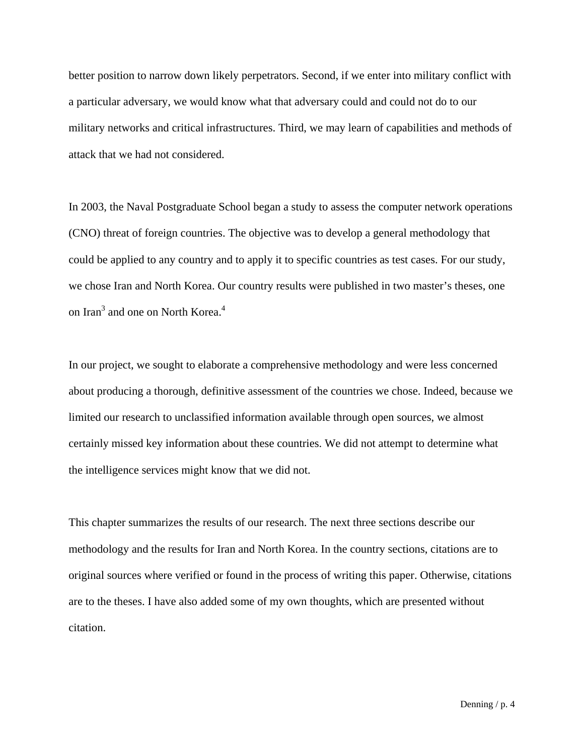better position to narrow down likely perpetrators. Second, if we enter into military conflict with a particular adversary, we would know what that adversary could and could not do to our military networks and critical infrastructures. Third, we may learn of capabilities and methods of attack that we had not considered.

In 2003, the Naval Postgraduate School began a study to assess the computer network operations (CNO) threat of foreign countries. The objective was to develop a general methodology that could be applied to any country and to apply it to specific countries as test cases. For our study, we chose Iran and North Korea. Our country results were published in two master's theses, one on Iran[3] and one on North Korea.[4]

In our project, we sought to elaborate a comprehensive methodology and were less concerned about producing a thorough, definitive assessment of the countries we chose. Indeed, because we limited our research to unclassified information available through open sources, we almost certainly missed key information about these countries. We did not attempt to determine what the intelligence services might know that we did not.

This chapter summarizes the results of our research. The next three sections describe our methodology and the results for Iran and North Korea. In the country sections, citations are to original sources where verified or found in the process of writing this paper. Otherwise, citations are to the theses. I have also added some of my own thoughts, which are presented without citation.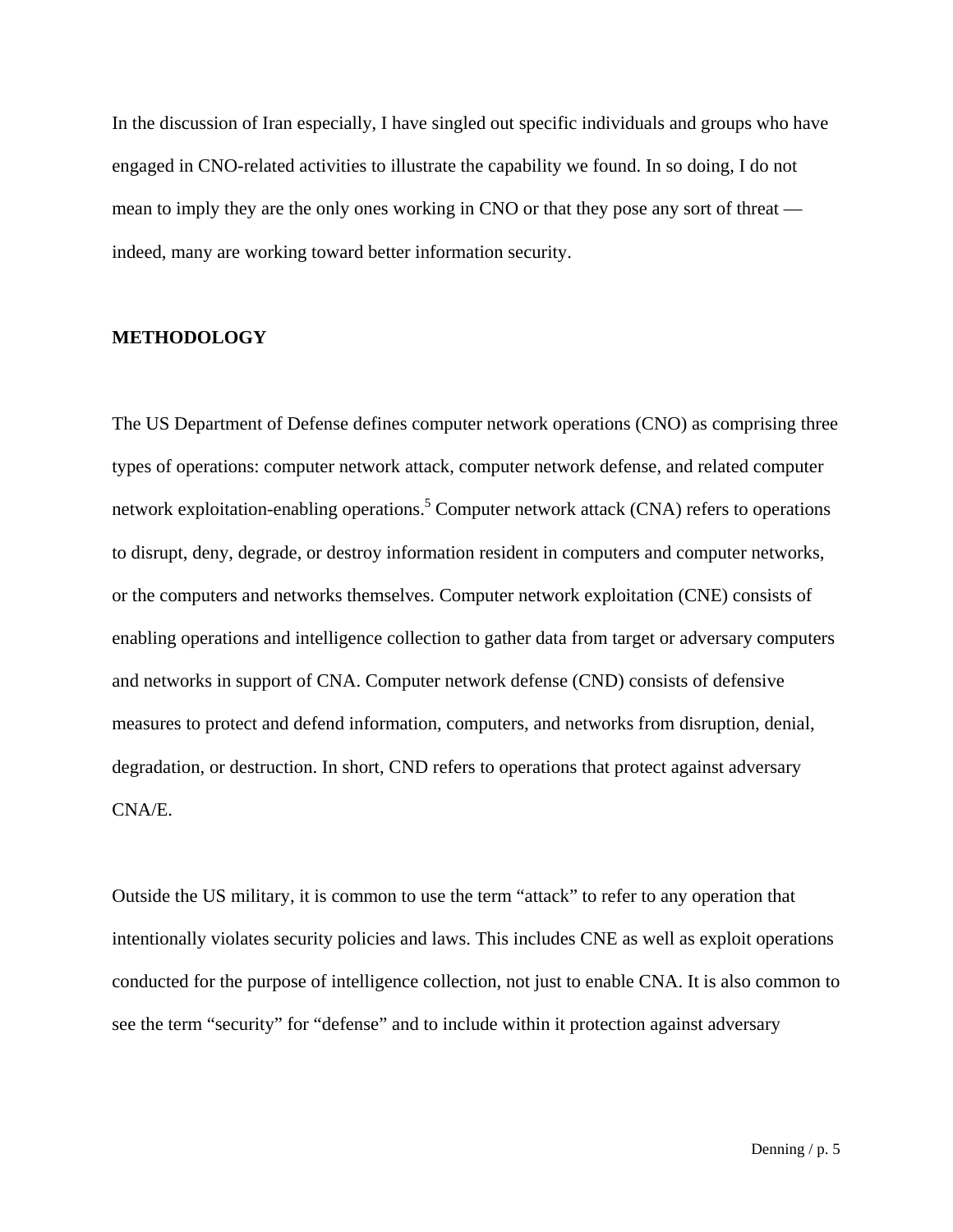In the discussion of Iran especially, I have singled out specific individuals and groups who have engaged in CNO-related activities to illustrate the capability we found. In so doing, I do not mean to imply they are the only ones working in CNO or that they pose any sort of threat — indeed, many are working toward better information security.

**METHODOLOGY**

The US Department of Defense defines computer network operations (CNO) as comprising three types of operations: computer network attack, computer network defense, and related computer network exploitation-enabling operations.[5] Computer network attack (CNA) refers to operations to disrupt, deny, degrade, or destroy information resident in computers and computer networks, or the computers and networks themselves. Computer network exploitation (CNE) consists of enabling operations and intelligence collection to gather data from target or adversary computers and networks in support of CNA. Computer network defense (CND) consists of defensive measures to protect and defend information, computers, and networks from disruption, denial, degradation, or destruction. In short, CND refers to operations that protect against adversary CNA/E.

Outside the US military, it is common to use the term "attack" to refer to any operation that intentionally violates security policies and laws. This includes CNE as well as exploit operations conducted for the purpose of intelligence collection, not just to enable CNA. It is also common to see the term "security" for "defense" and to include within it protection against adversary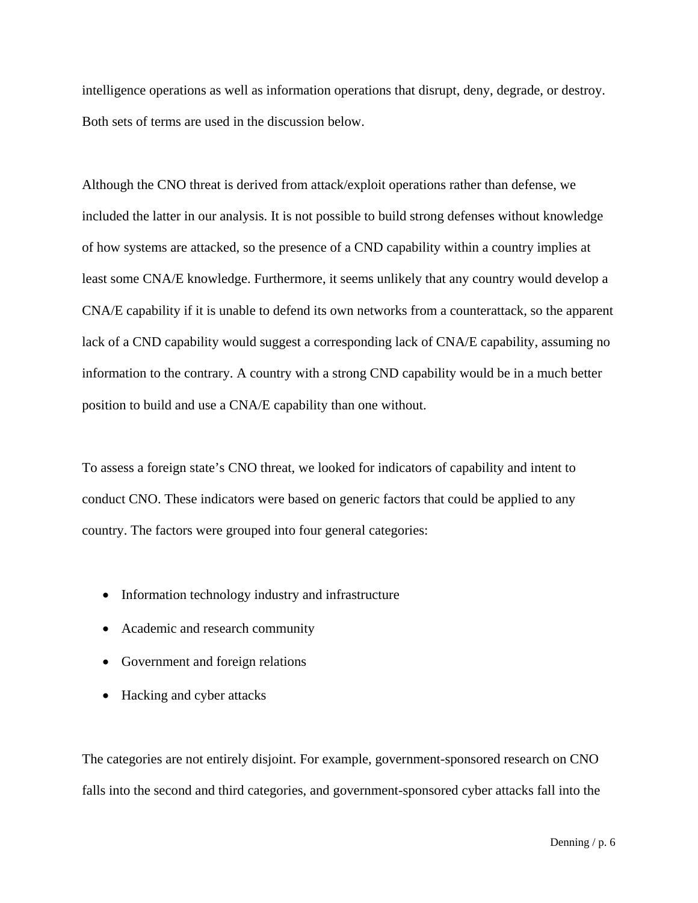intelligence operations as well as information operations that disrupt, deny, degrade, or destroy. Both sets of terms are used in the discussion below.

Although the CNO threat is derived from attack/exploit operations rather than defense, we included the latter in our analysis. It is not possible to build strong defenses without knowledge of how systems are attacked, so the presence of a CND capability within a country implies at least some CNA/E knowledge. Furthermore, it seems unlikely that any country would develop a CNA/E capability if it is unable to defend its own networks from a counterattack, so the apparent lack of a CND capability would suggest a corresponding lack of CNA/E capability, assuming no information to the contrary. A country with a strong CND capability would be in a much better position to build and use a CNA/E capability than one without.

To assess a foreign state's CNO threat, we looked for indicators of capability and intent to conduct CNO. These indicators were based on generic factors that could be applied to any country. The factors were grouped into four general categories:

- Information technology industry and infrastructure
- Academic and research community
- Government and foreign relations
- Hacking and cyber attacks

The categories are not entirely disjoint. For example, government-sponsored research on CNO falls into the second and third categories, and government-sponsored cyber attacks fall into the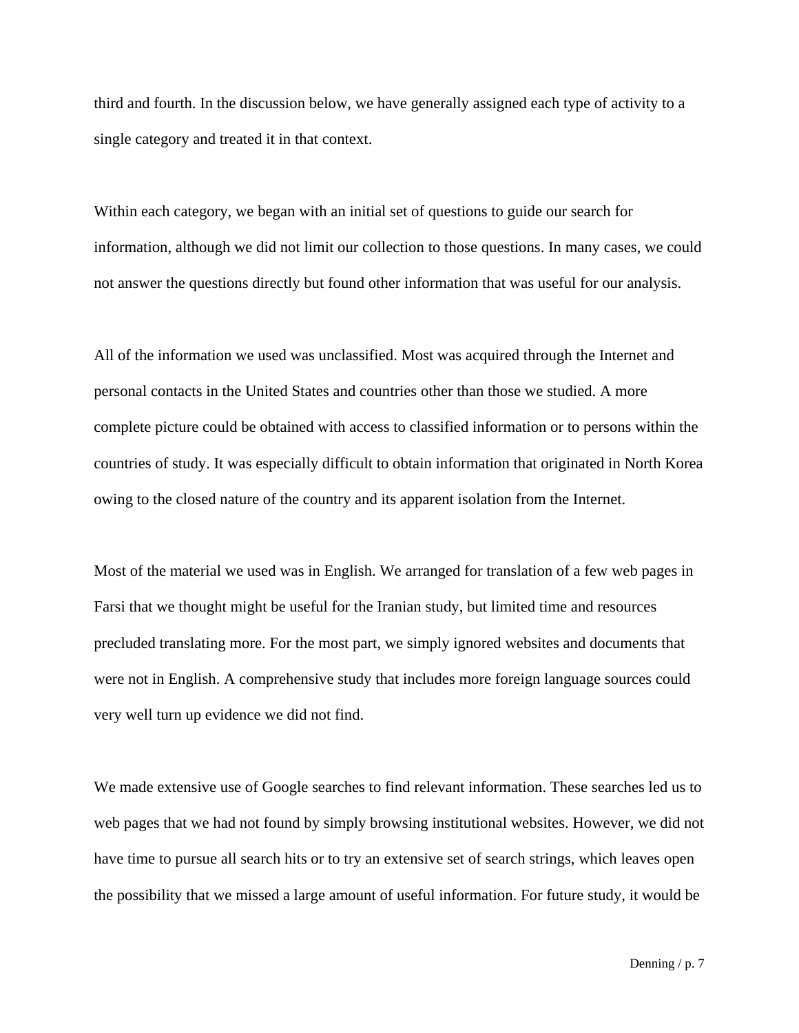third and fourth. In the discussion below, we have generally assigned each type of activity to a single category and treated it in that context.

Within each category, we began with an initial set of questions to guide our search for information, although we did not limit our collection to those questions. In many cases, we could not answer the questions directly but found other information that was useful for our analysis.

All of the information we used was unclassified. Most was acquired through the Internet and personal contacts in the United States and countries other than those we studied. A more complete picture could be obtained with access to classified information or to persons within the countries of study. It was especially difficult to obtain information that originated in North Korea owing to the closed nature of the country and its apparent isolation from the Internet.

Most of the material we used was in English. We arranged for translation of a few web pages in Farsi that we thought might be useful for the Iranian study, but limited time and resources precluded translating more. For the most part, we simply ignored websites and documents that were not in English. A comprehensive study that includes more foreign language sources could very well turn up evidence we did not find.

We made extensive use of Google searches to find relevant information. These searches led us to web pages that we had not found by simply browsing institutional websites. However, we did not have time to pursue all search hits or to try an extensive set of search strings, which leaves open the possibility that we missed a large amount of useful information. For future study, it would be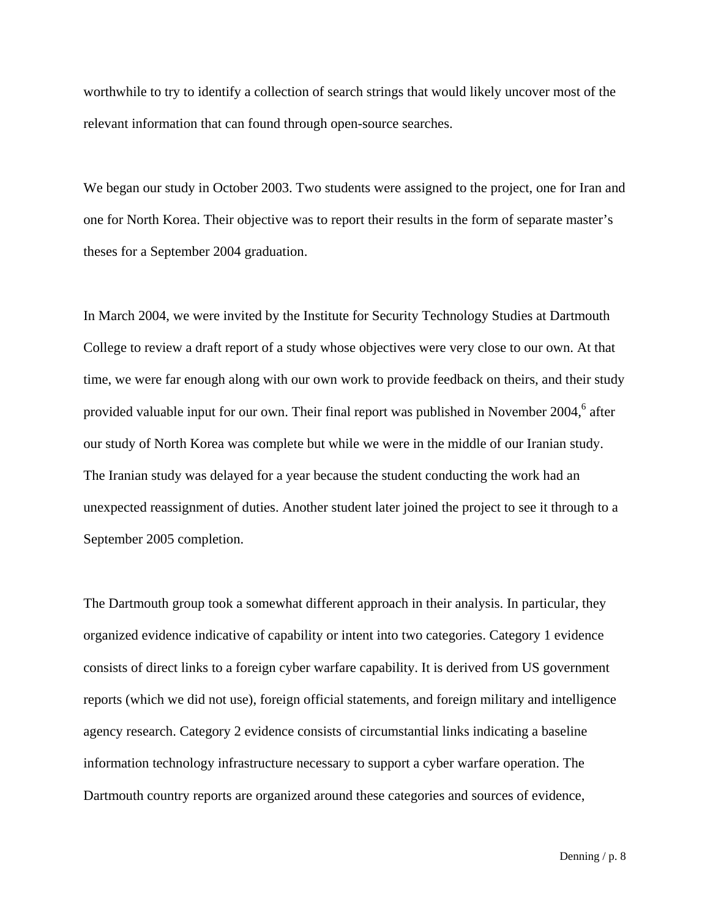worthwhile to try to identify a collection of search strings that would likely uncover most of the relevant information that can found through open-source searches.

We began our study in October 2003. Two students were assigned to the project, one for Iran and one for North Korea. Their objective was to report their results in the form of separate master's theses for a September 2004 graduation.

In March 2004, we were invited by the Institute for Security Technology Studies at Dartmouth College to review a draft report of a study whose objectives were very close to our own. At that time, we were far enough along with our own work to provide feedback on theirs, and their study provided valuable input for our own. Their final report was published in November 2004,[6] after our study of North Korea was complete but while we were in the middle of our Iranian study. The Iranian study was delayed for a year because the student conducting the work had an unexpected reassignment of duties. Another student later joined the project to see it through to a September 2005 completion.

The Dartmouth group took a somewhat different approach in their analysis. In particular, they organized evidence indicative of capability or intent into two categories. Category 1 evidence consists of direct links to a foreign cyber warfare capability. It is derived from US government reports (which we did not use), foreign official statements, and foreign military and intelligence agency research. Category 2 evidence consists of circumstantial links indicating a baseline information technology infrastructure necessary to support a cyber warfare operation. The Dartmouth country reports are organized around these categories and sources of evidence,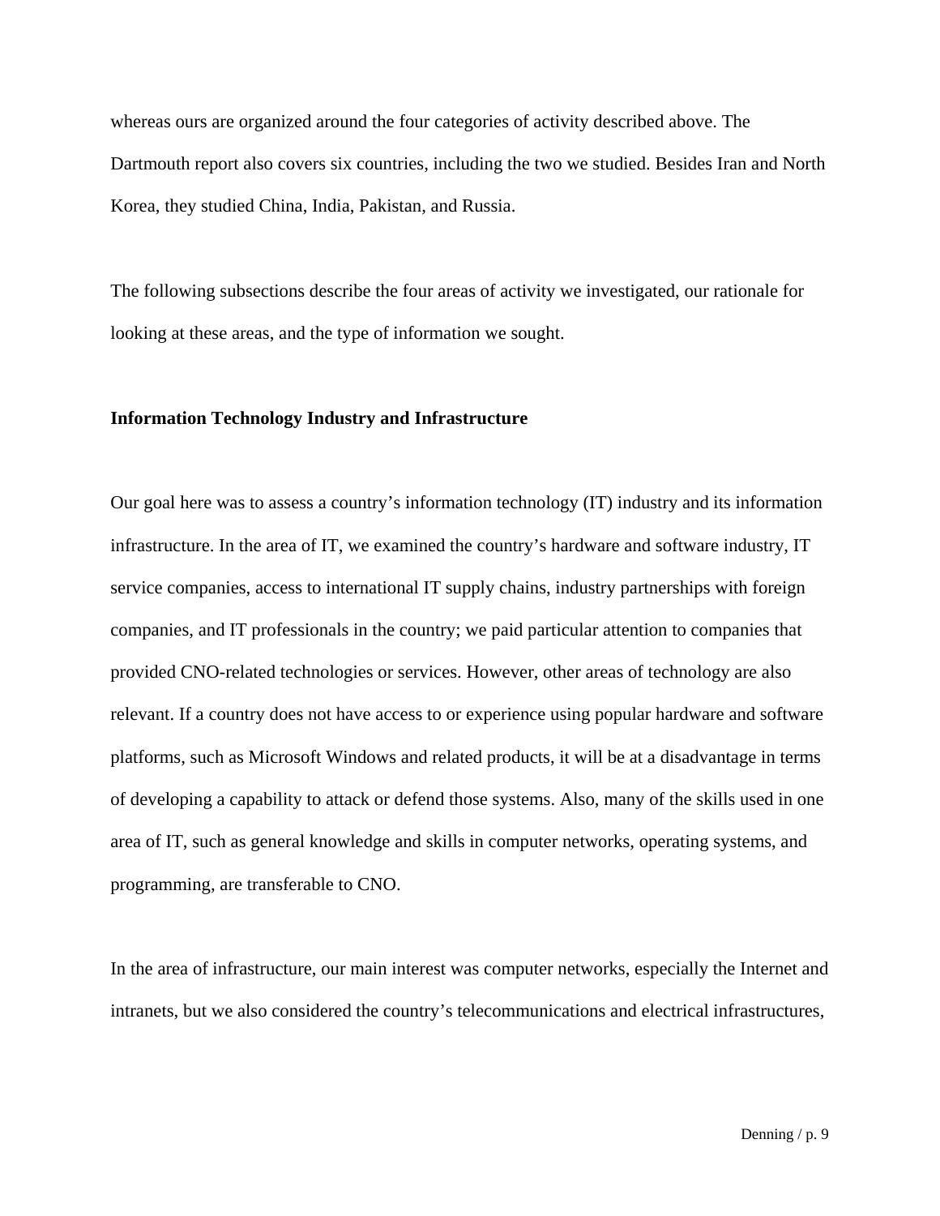whereas ours are organized around the four categories of activity described above. The Dartmouth report also covers six countries, including the two we studied. Besides Iran and North Korea, they studied China, India, Pakistan, and Russia.

The following subsections describe the four areas of activity we investigated, our rationale for looking at these areas, and the type of information we sought.

### Information Technology Industry and Infrastructure

Our goal here was to assess a country's information technology (IT) industry and its information infrastructure. In the area of IT, we examined the country's hardware and software industry, IT service companies, access to international IT supply chains, industry partnerships with foreign companies, and IT professionals in the country; we paid particular attention to companies that provided CNO-related technologies or services. However, other areas of technology are also relevant. If a country does not have access to or experience using popular hardware and software platforms, such as Microsoft Windows and related products, it will be at a disadvantage in terms of developing a capability to attack or defend those systems. Also, many of the skills used in one area of IT, such as general knowledge and skills in computer networks, operating systems, and programming, are transferable to CNO.

In the area of infrastructure, our main interest was computer networks, especially the Internet and intranets, but we also considered the country's telecommunications and electrical infrastructures,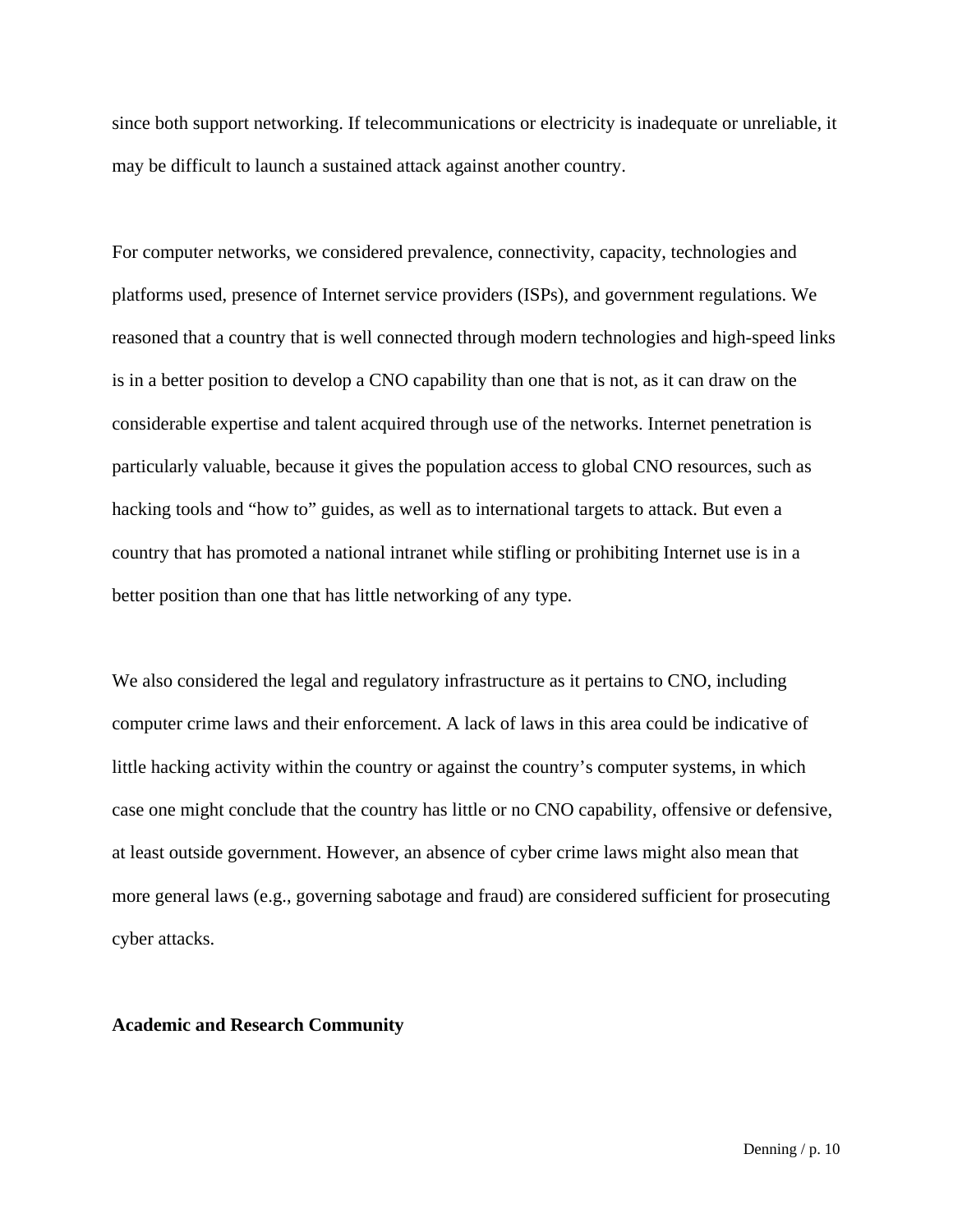since both support networking. If telecommunications or electricity is inadequate or unreliable, it may be difficult to launch a sustained attack against another country.

For computer networks, we considered prevalence, connectivity, capacity, technologies and platforms used, presence of Internet service providers (ISPs), and government regulations. We reasoned that a country that is well connected through modern technologies and high-speed links is in a better position to develop a CNO capability than one that is not, as it can draw on the considerable expertise and talent acquired through use of the networks. Internet penetration is particularly valuable, because it gives the population access to global CNO resources, such as hacking tools and "how to" guides, as well as to international targets to attack. But even a country that has promoted a national intranet while stifling or prohibiting Internet use is in a better position than one that has little networking of any type.

We also considered the legal and regulatory infrastructure as it pertains to CNO, including computer crime laws and their enforcement. A lack of laws in this area could be indicative of little hacking activity within the country or against the country's computer systems, in which case one might conclude that the country has little or no CNO capability, offensive or defensive, at least outside government. However, an absence of cyber crime laws might also mean that more general laws (e.g., governing sabotage and fraud) are considered sufficient for prosecuting cyber attacks.

**Academic and Research Community**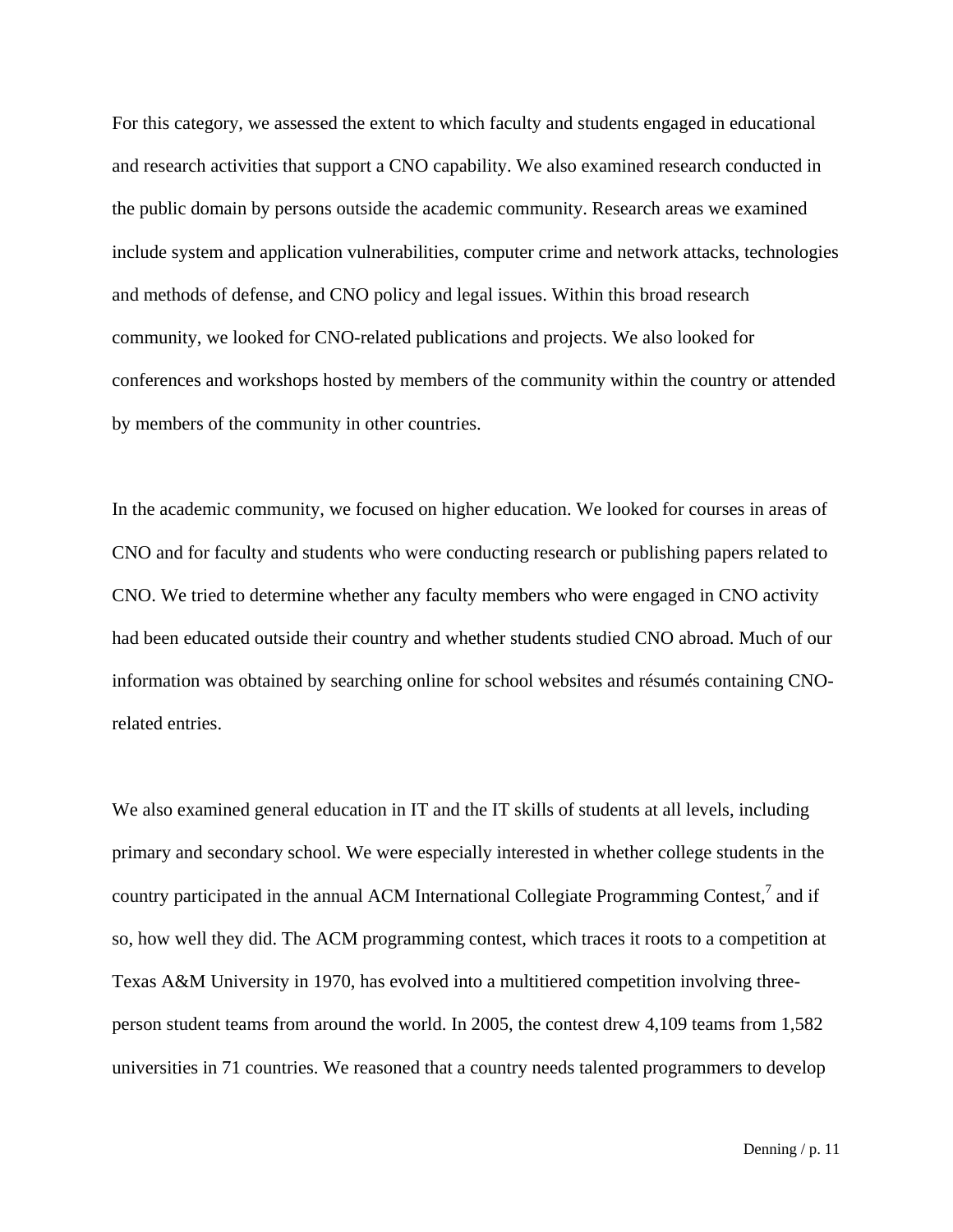For this category, we assessed the extent to which faculty and students engaged in educational and research activities that support a CNO capability. We also examined research conducted in the public domain by persons outside the academic community. Research areas we examined include system and application vulnerabilities, computer crime and network attacks, technologies and methods of defense, and CNO policy and legal issues. Within this broad research community, we looked for CNO-related publications and projects. We also looked for conferences and workshops hosted by members of the community within the country or attended by members of the community in other countries.

In the academic community, we focused on higher education. We looked for courses in areas of CNO and for faculty and students who were conducting research or publishing papers related to CNO. We tried to determine whether any faculty members who were engaged in CNO activity had been educated outside their country and whether students studied CNO abroad. Much of our information was obtained by searching online for school websites and résumés containing CNO-related entries.

We also examined general education in IT and the IT skills of students at all levels, including primary and secondary school. We were especially interested in whether college students in the country participated in the annual ACM International Collegiate Programming Contest,[7] and if so, how well they did. The ACM programming contest, which traces it roots to a competition at Texas A&M University in 1970, has evolved into a multitiered competition involving three-person student teams from around the world. In 2005, the contest drew 4,109 teams from 1,582 universities in 71 countries. We reasoned that a country needs talented programmers to develop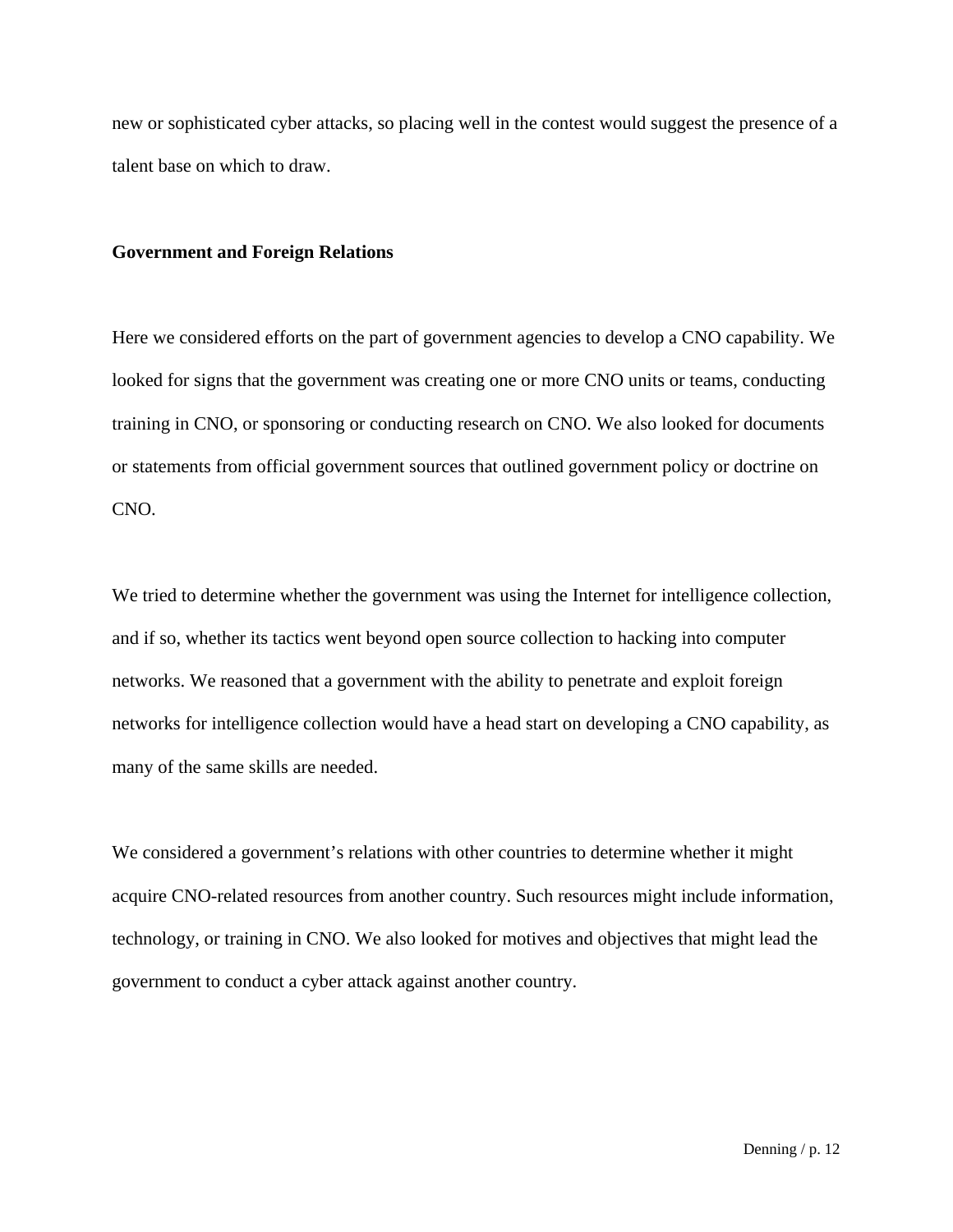new or sophisticated cyber attacks, so placing well in the contest would suggest the presence of a talent base on which to draw.

**Government and Foreign Relations**

Here we considered efforts on the part of government agencies to develop a CNO capability. We looked for signs that the government was creating one or more CNO units or teams, conducting training in CNO, or sponsoring or conducting research on CNO. We also looked for documents or statements from official government sources that outlined government policy or doctrine on CNO.

We tried to determine whether the government was using the Internet for intelligence collection, and if so, whether its tactics went beyond open source collection to hacking into computer networks. We reasoned that a government with the ability to penetrate and exploit foreign networks for intelligence collection would have a head start on developing a CNO capability, as many of the same skills are needed.

We considered a government's relations with other countries to determine whether it might acquire CNO-related resources from another country. Such resources might include information, technology, or training in CNO. We also looked for motives and objectives that might lead the government to conduct a cyber attack against another country.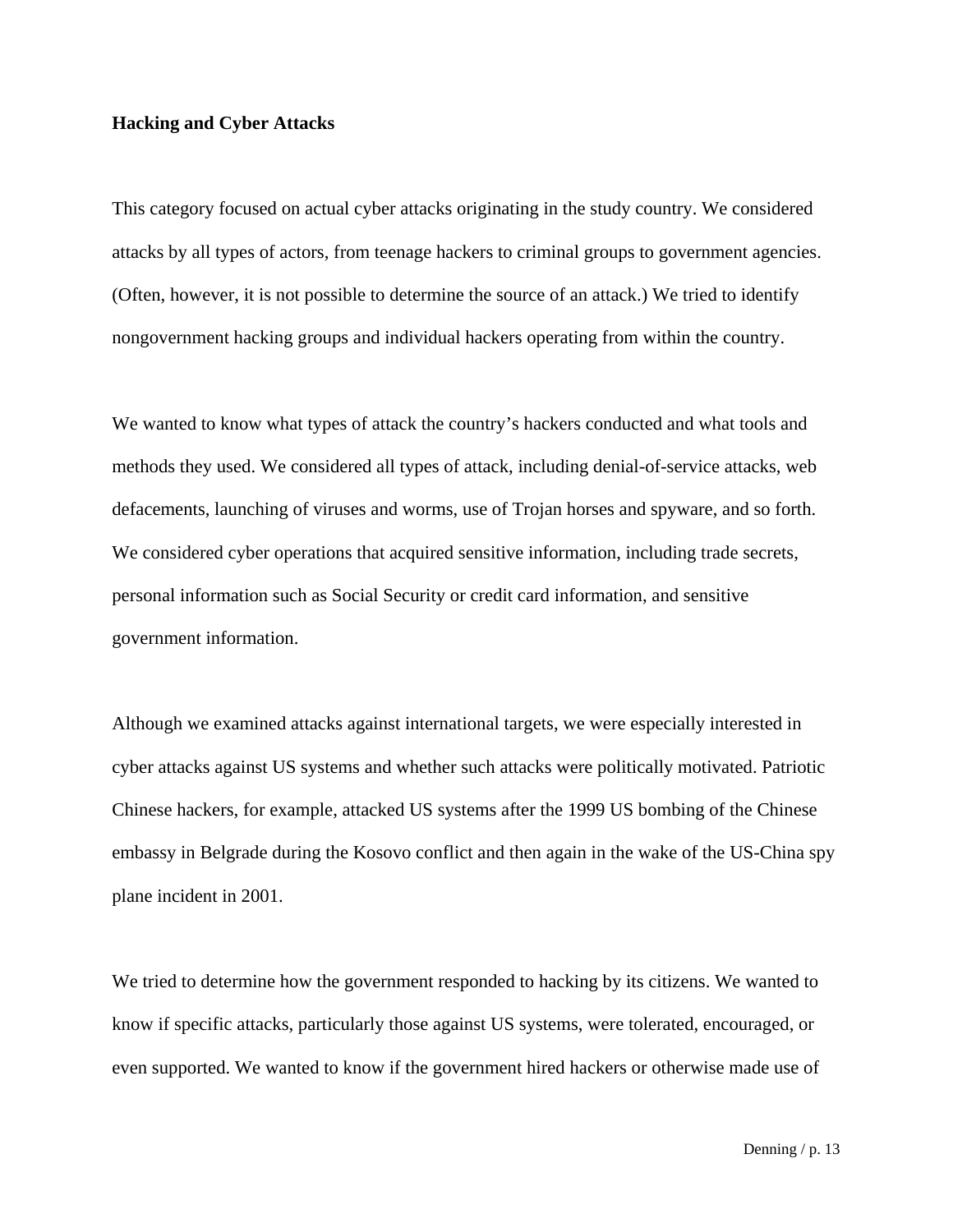**Hacking and Cyber Attacks**

This category focused on actual cyber attacks originating in the study country. We considered attacks by all types of actors, from teenage hackers to criminal groups to government agencies. (Often, however, it is not possible to determine the source of an attack.) We tried to identify nongovernment hacking groups and individual hackers operating from within the country.

We wanted to know what types of attack the country's hackers conducted and what tools and methods they used. We considered all types of attack, including denial-of-service attacks, web defacements, launching of viruses and worms, use of Trojan horses and spyware, and so forth. We considered cyber operations that acquired sensitive information, including trade secrets, personal information such as Social Security or credit card information, and sensitive government information.

Although we examined attacks against international targets, we were especially interested in cyber attacks against US systems and whether such attacks were politically motivated. Patriotic Chinese hackers, for example, attacked US systems after the 1999 US bombing of the Chinese embassy in Belgrade during the Kosovo conflict and then again in the wake of the US-China spy plane incident in 2001.

We tried to determine how the government responded to hacking by its citizens. We wanted to know if specific attacks, particularly those against US systems, were tolerated, encouraged, or even supported. We wanted to know if the government hired hackers or otherwise made use of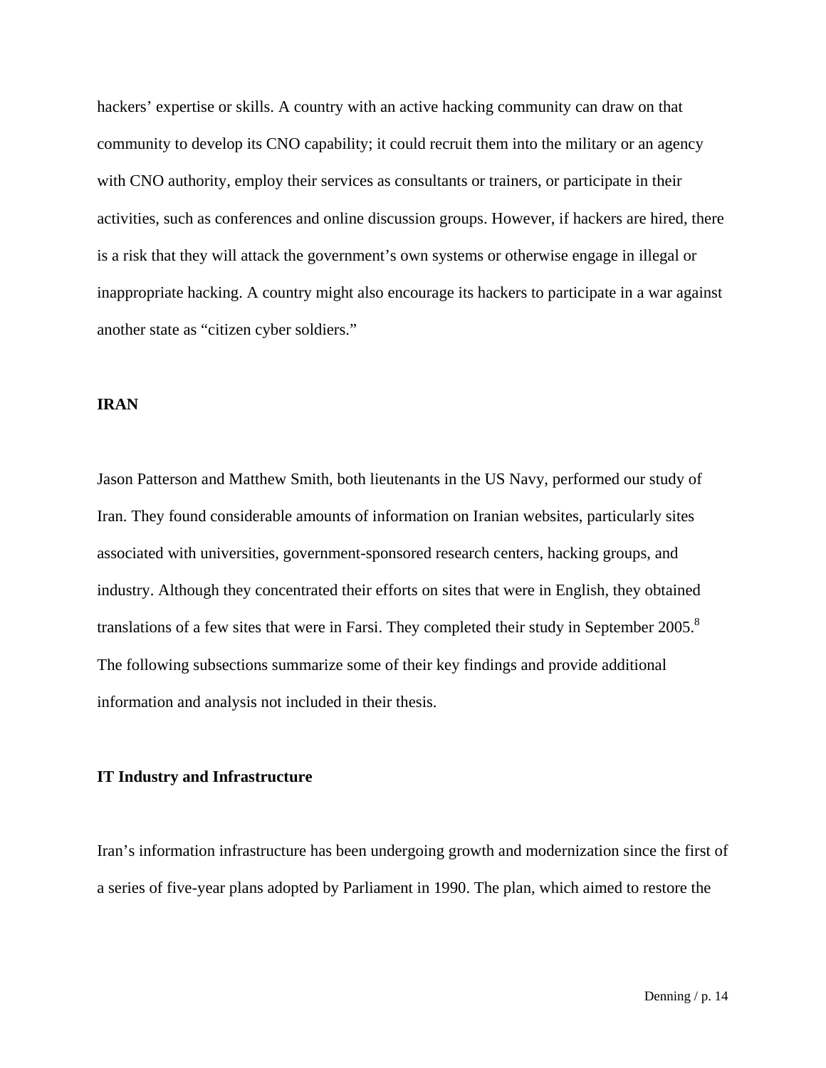hackers' expertise or skills. A country with an active hacking community can draw on that community to develop its CNO capability; it could recruit them into the military or an agency with CNO authority, employ their services as consultants or trainers, or participate in their activities, such as conferences and online discussion groups. However, if hackers are hired, there is a risk that they will attack the government's own systems or otherwise engage in illegal or inappropriate hacking. A country might also encourage its hackers to participate in a war against another state as "citizen cyber soldiers."

## IRAN

Jason Patterson and Matthew Smith, both lieutenants in the US Navy, performed our study of Iran. They found considerable amounts of information on Iranian websites, particularly sites associated with universities, government-sponsored research centers, hacking groups, and industry. Although they concentrated their efforts on sites that were in English, they obtained translations of a few sites that were in Farsi. They completed their study in September 2005.[8] The following subsections summarize some of their key findings and provide additional information and analysis not included in their thesis.

### IT Industry and Infrastructure

Iran's information infrastructure has been undergoing growth and modernization since the first of a series of five-year plans adopted by Parliament in 1990. The plan, which aimed to restore the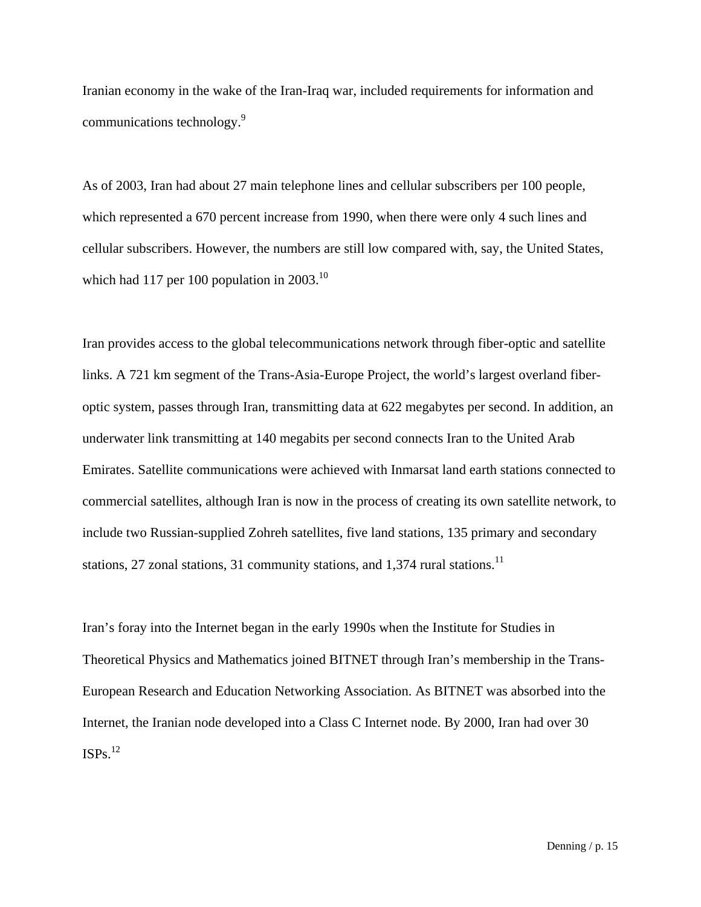Iranian economy in the wake of the Iran-Iraq war, included requirements for information and communications technology.[9]

As of 2003, Iran had about 27 main telephone lines and cellular subscribers per 100 people, which represented a 670 percent increase from 1990, when there were only 4 such lines and cellular subscribers. However, the numbers are still low compared with, say, the United States, which had 117 per 100 population in 2003.[10]

Iran provides access to the global telecommunications network through fiber-optic and satellite links. A 721 km segment of the Trans-Asia-Europe Project, the world's largest overland fiber-optic system, passes through Iran, transmitting data at 622 megabytes per second. In addition, an underwater link transmitting at 140 megabits per second connects Iran to the United Arab Emirates. Satellite communications were achieved with Inmarsat land earth stations connected to commercial satellites, although Iran is now in the process of creating its own satellite network, to include two Russian-supplied Zohreh satellites, five land stations, 135 primary and secondary stations, 27 zonal stations, 31 community stations, and 1,374 rural stations.[11]

Iran's foray into the Internet began in the early 1990s when the Institute for Studies in Theoretical Physics and Mathematics joined BITNET through Iran's membership in the Trans-European Research and Education Networking Association. As BITNET was absorbed into the Internet, the Iranian node developed into a Class C Internet node. By 2000, Iran had over 30 ISPs.[12]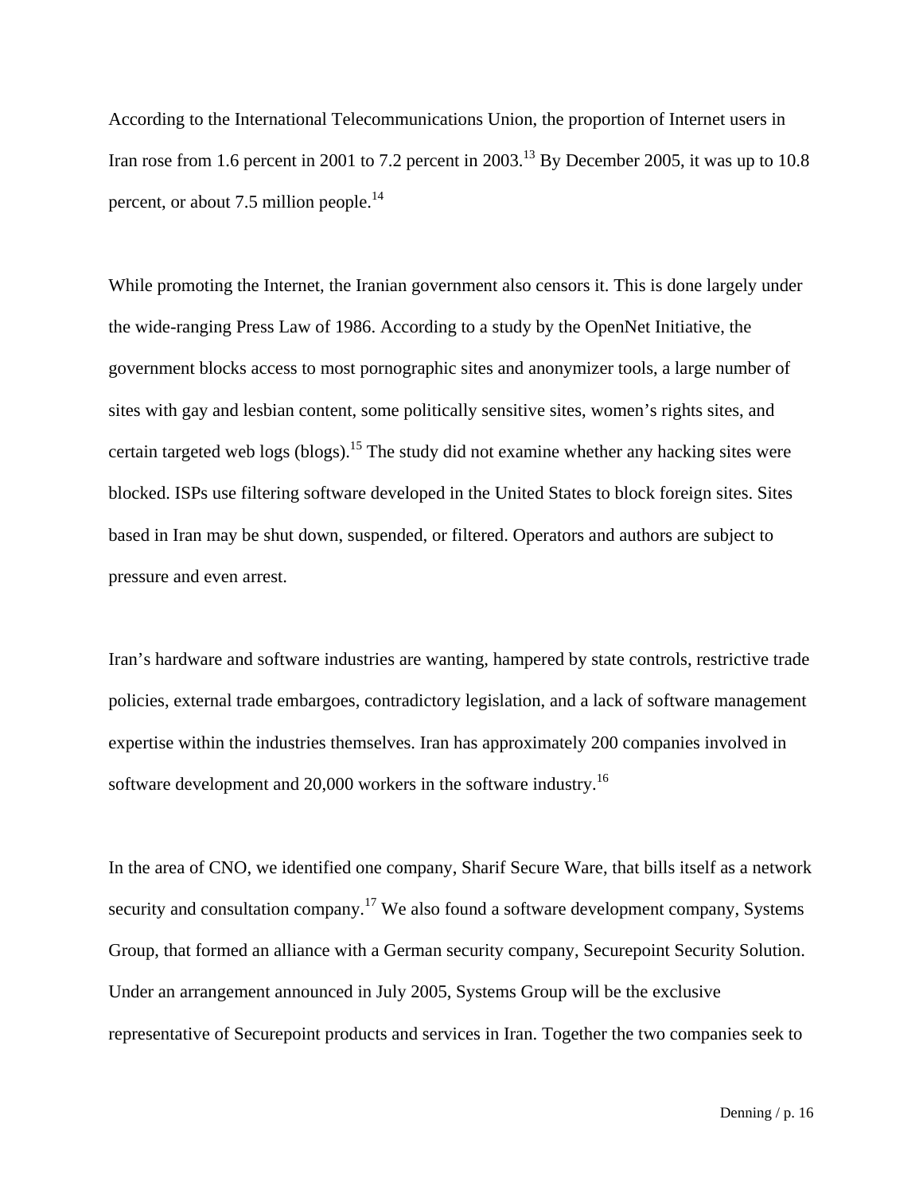According to the International Telecommunications Union, the proportion of Internet users in Iran rose from 1.6 percent in 2001 to 7.2 percent in 2003.[13] By December 2005, it was up to 10.8 percent, or about 7.5 million people.[14]

While promoting the Internet, the Iranian government also censors it. This is done largely under the wide-ranging Press Law of 1986. According to a study by the OpenNet Initiative, the government blocks access to most pornographic sites and anonymizer tools, a large number of sites with gay and lesbian content, some politically sensitive sites, women's rights sites, and certain targeted web logs (blogs).[15] The study did not examine whether any hacking sites were blocked. ISPs use filtering software developed in the United States to block foreign sites. Sites based in Iran may be shut down, suspended, or filtered. Operators and authors are subject to pressure and even arrest.

Iran's hardware and software industries are wanting, hampered by state controls, restrictive trade policies, external trade embargoes, contradictory legislation, and a lack of software management expertise within the industries themselves. Iran has approximately 200 companies involved in software development and 20,000 workers in the software industry.[16]

In the area of CNO, we identified one company, Sharif Secure Ware, that bills itself as a network security and consultation company.[17] We also found a software development company, Systems Group, that formed an alliance with a German security company, Securepoint Security Solution. Under an arrangement announced in July 2005, Systems Group will be the exclusive representative of Securepoint products and services in Iran. Together the two companies seek to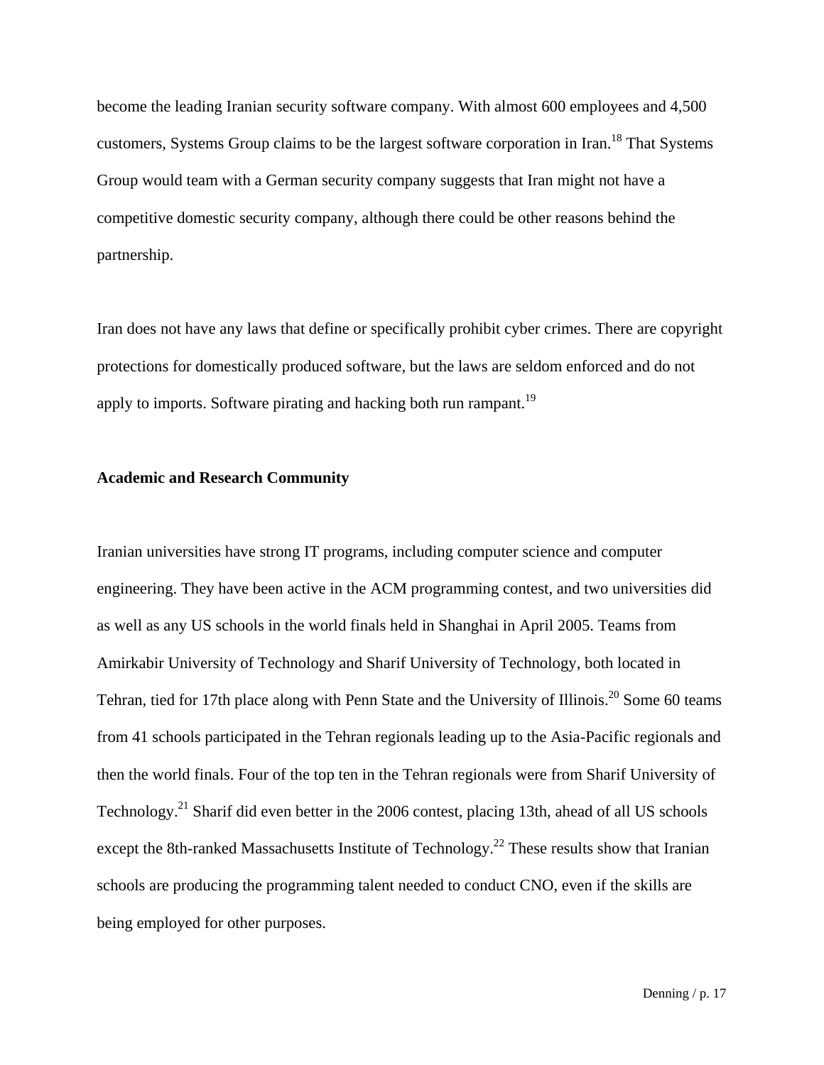become the leading Iranian security software company. With almost 600 employees and 4,500 customers, Systems Group claims to be the largest software corporation in Iran.[18] That Systems Group would team with a German security company suggests that Iran might not have a competitive domestic security company, although there could be other reasons behind the partnership.

Iran does not have any laws that define or specifically prohibit cyber crimes. There are copyright protections for domestically produced software, but the laws are seldom enforced and do not apply to imports. Software pirating and hacking both run rampant.[19]

**Academic and Research Community**

Iranian universities have strong IT programs, including computer science and computer engineering. They have been active in the ACM programming contest, and two universities did as well as any US schools in the world finals held in Shanghai in April 2005. Teams from Amirkabir University of Technology and Sharif University of Technology, both located in Tehran, tied for 17th place along with Penn State and the University of Illinois.[20] Some 60 teams from 41 schools participated in the Tehran regionals leading up to the Asia-Pacific regionals and then the world finals. Four of the top ten in the Tehran regionals were from Sharif University of Technology.[21] Sharif did even better in the 2006 contest, placing 13th, ahead of all US schools except the 8th-ranked Massachusetts Institute of Technology.[22] These results show that Iranian schools are producing the programming talent needed to conduct CNO, even if the skills are being employed for other purposes.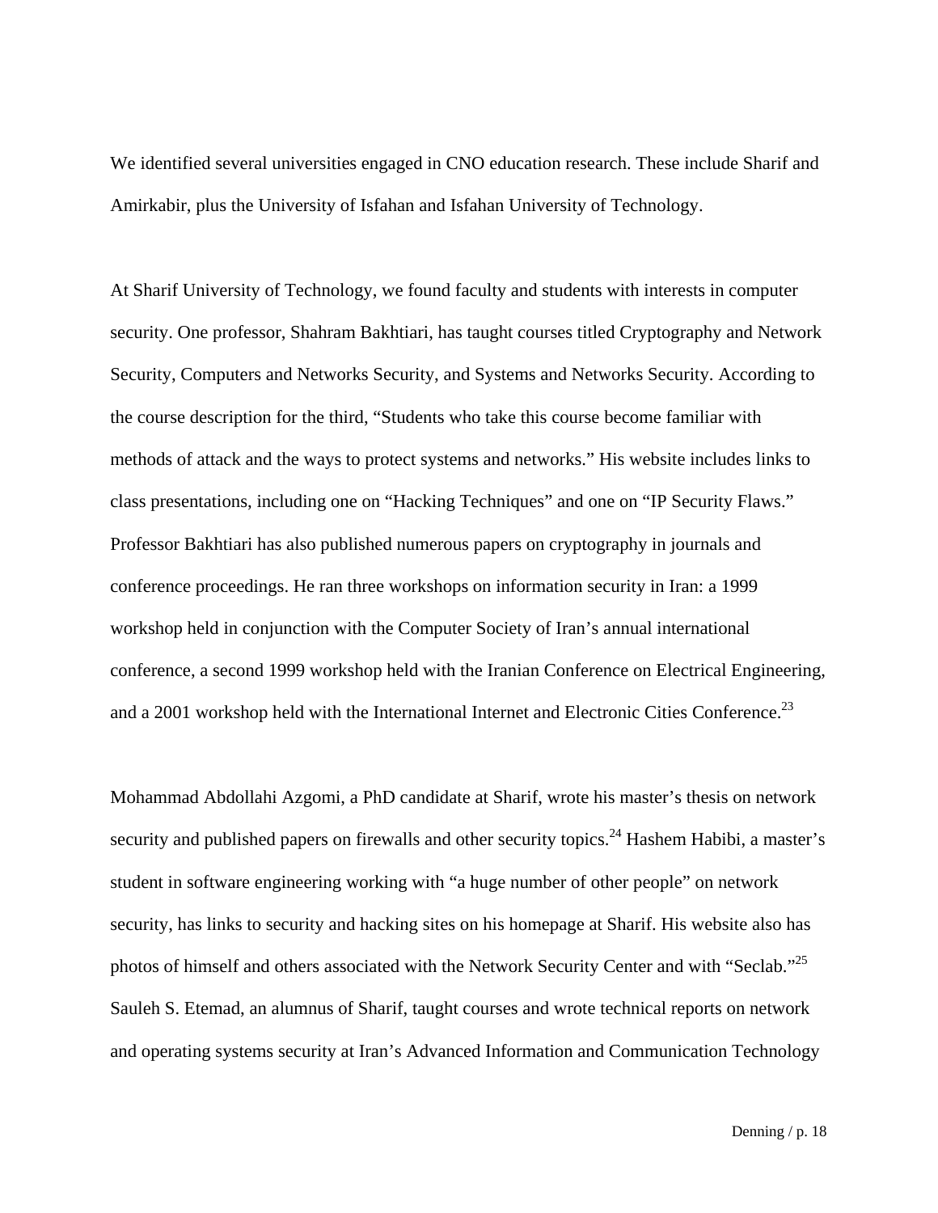We identified several universities engaged in CNO education research. These include Sharif and Amirkabir, plus the University of Isfahan and Isfahan University of Technology.

At Sharif University of Technology, we found faculty and students with interests in computer security. One professor, Shahram Bakhtiari, has taught courses titled Cryptography and Network Security, Computers and Networks Security, and Systems and Networks Security. According to the course description for the third, "Students who take this course become familiar with methods of attack and the ways to protect systems and networks." His website includes links to class presentations, including one on "Hacking Techniques" and one on "IP Security Flaws." Professor Bakhtiari has also published numerous papers on cryptography in journals and conference proceedings. He ran three workshops on information security in Iran: a 1999 workshop held in conjunction with the Computer Society of Iran's annual international conference, a second 1999 workshop held with the Iranian Conference on Electrical Engineering, and a 2001 workshop held with the International Internet and Electronic Cities Conference.[23]

Mohammad Abdollahi Azgomi, a PhD candidate at Sharif, wrote his master's thesis on network security and published papers on firewalls and other security topics.[24] Hashem Habibi, a master's student in software engineering working with "a huge number of other people" on network security, has links to security and hacking sites on his homepage at Sharif. His website also has photos of himself and others associated with the Network Security Center and with "Seclab."[25] Sauleh S. Etemad, an alumnus of Sharif, taught courses and wrote technical reports on network and operating systems security at Iran's Advanced Information and Communication Technology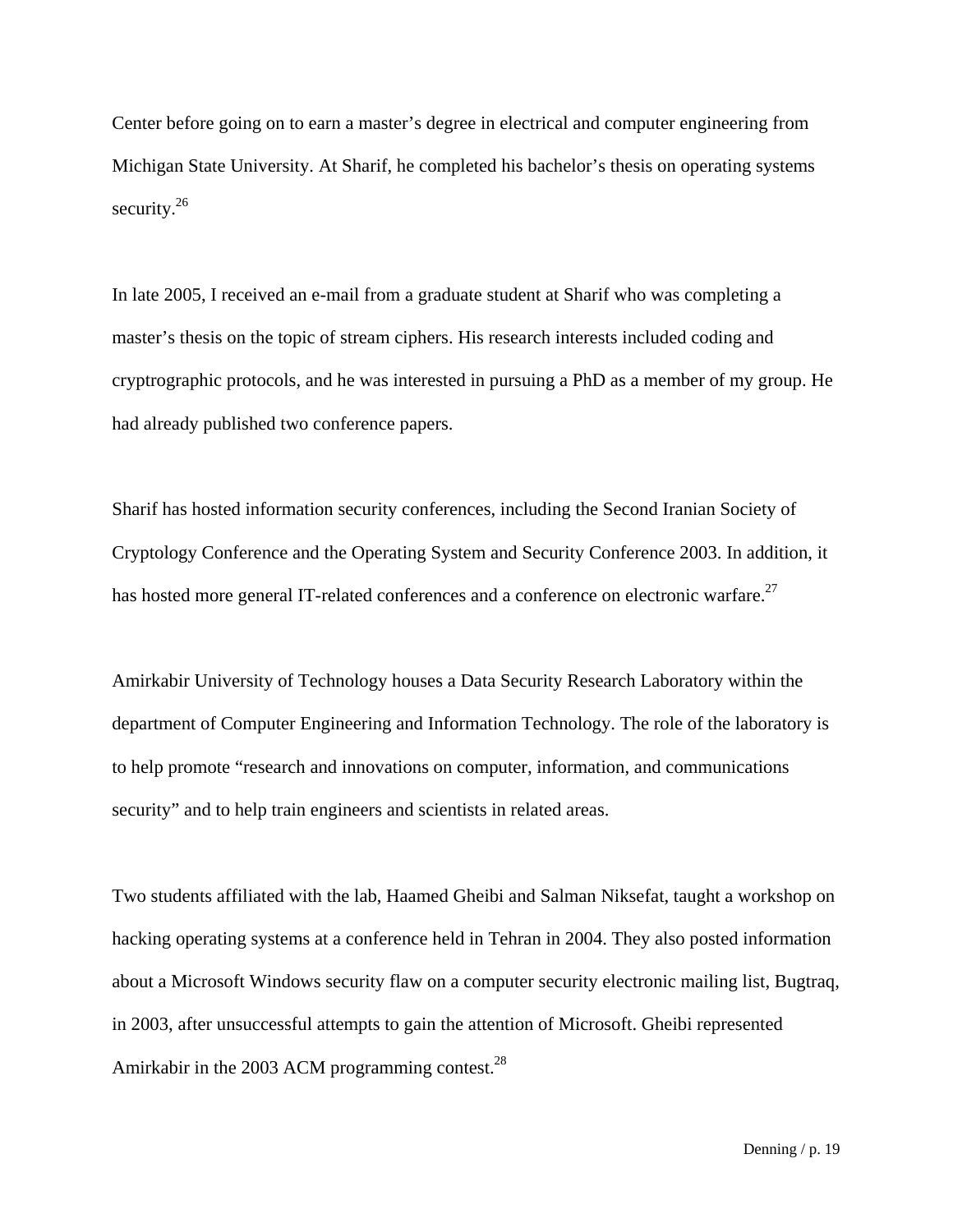Center before going on to earn a master's degree in electrical and computer engineering from Michigan State University. At Sharif, he completed his bachelor's thesis on operating systems security.[26]

In late 2005, I received an e-mail from a graduate student at Sharif who was completing a master's thesis on the topic of stream ciphers. His research interests included coding and cryptrographic protocols, and he was interested in pursuing a PhD as a member of my group. He had already published two conference papers.

Sharif has hosted information security conferences, including the Second Iranian Society of Cryptology Conference and the Operating System and Security Conference 2003. In addition, it has hosted more general IT-related conferences and a conference on electronic warfare.[27]

Amirkabir University of Technology houses a Data Security Research Laboratory within the department of Computer Engineering and Information Technology. The role of the laboratory is to help promote "research and innovations on computer, information, and communications security" and to help train engineers and scientists in related areas.

Two students affiliated with the lab, Haamed Gheibi and Salman Niksefat, taught a workshop on hacking operating systems at a conference held in Tehran in 2004. They also posted information about a Microsoft Windows security flaw on a computer security electronic mailing list, Bugtraq, in 2003, after unsuccessful attempts to gain the attention of Microsoft. Gheibi represented Amirkabir in the 2003 ACM programming contest.[28]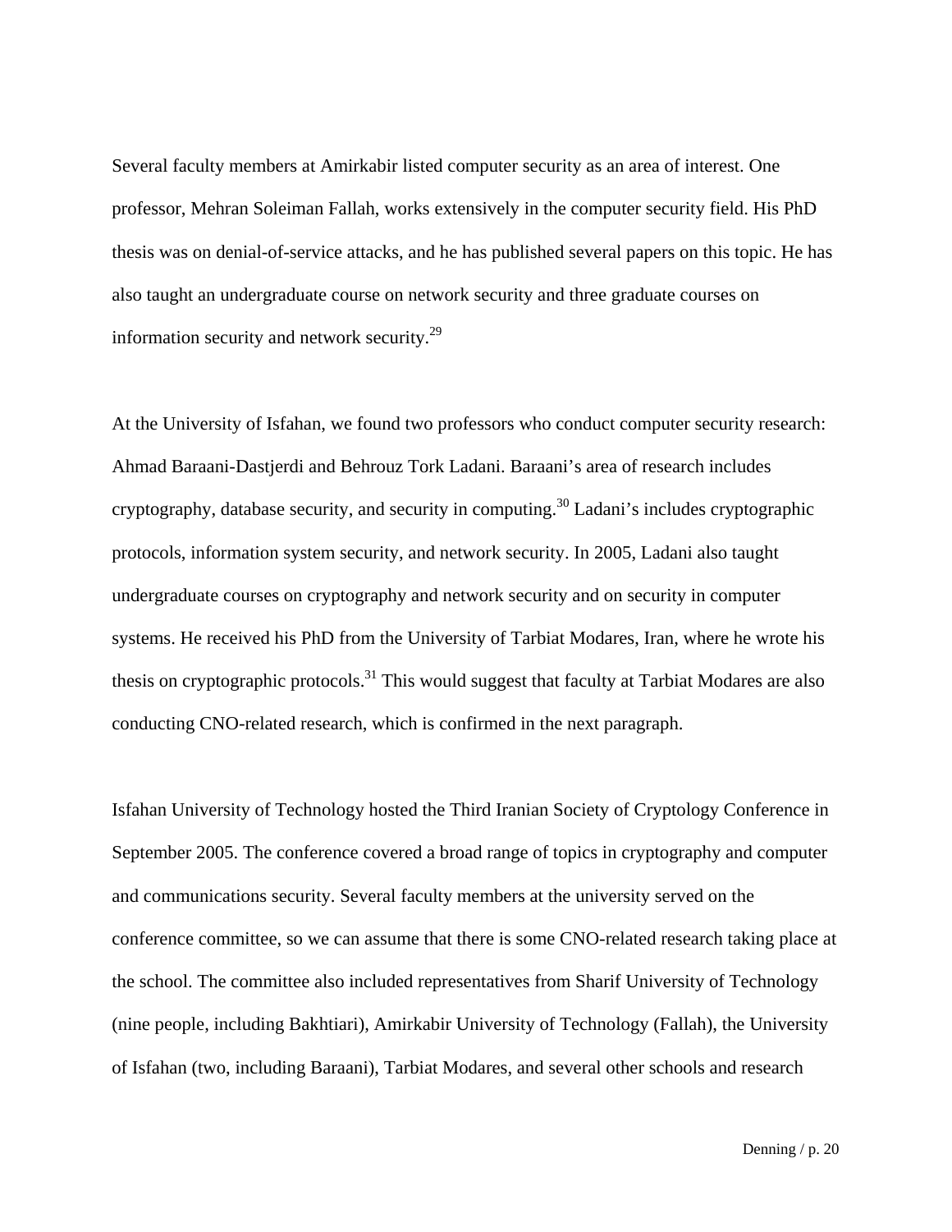Several faculty members at Amirkabir listed computer security as an area of interest. One professor, Mehran Soleiman Fallah, works extensively in the computer security field. His PhD thesis was on denial-of-service attacks, and he has published several papers on this topic. He has also taught an undergraduate course on network security and three graduate courses on information security and network security.[29]

At the University of Isfahan, we found two professors who conduct computer security research: Ahmad Baraani-Dastjerdi and Behrouz Tork Ladani. Baraani's area of research includes cryptography, database security, and security in computing.[30] Ladani's includes cryptographic protocols, information system security, and network security. In 2005, Ladani also taught undergraduate courses on cryptography and network security and on security in computer systems. He received his PhD from the University of Tarbiat Modares, Iran, where he wrote his thesis on cryptographic protocols.[31] This would suggest that faculty at Tarbiat Modares are also conducting CNO-related research, which is confirmed in the next paragraph.

Isfahan University of Technology hosted the Third Iranian Society of Cryptology Conference in September 2005. The conference covered a broad range of topics in cryptography and computer and communications security. Several faculty members at the university served on the conference committee, so we can assume that there is some CNO-related research taking place at the school. The committee also included representatives from Sharif University of Technology (nine people, including Bakhtiari), Amirkabir University of Technology (Fallah), the University of Isfahan (two, including Baraani), Tarbiat Modares, and several other schools and research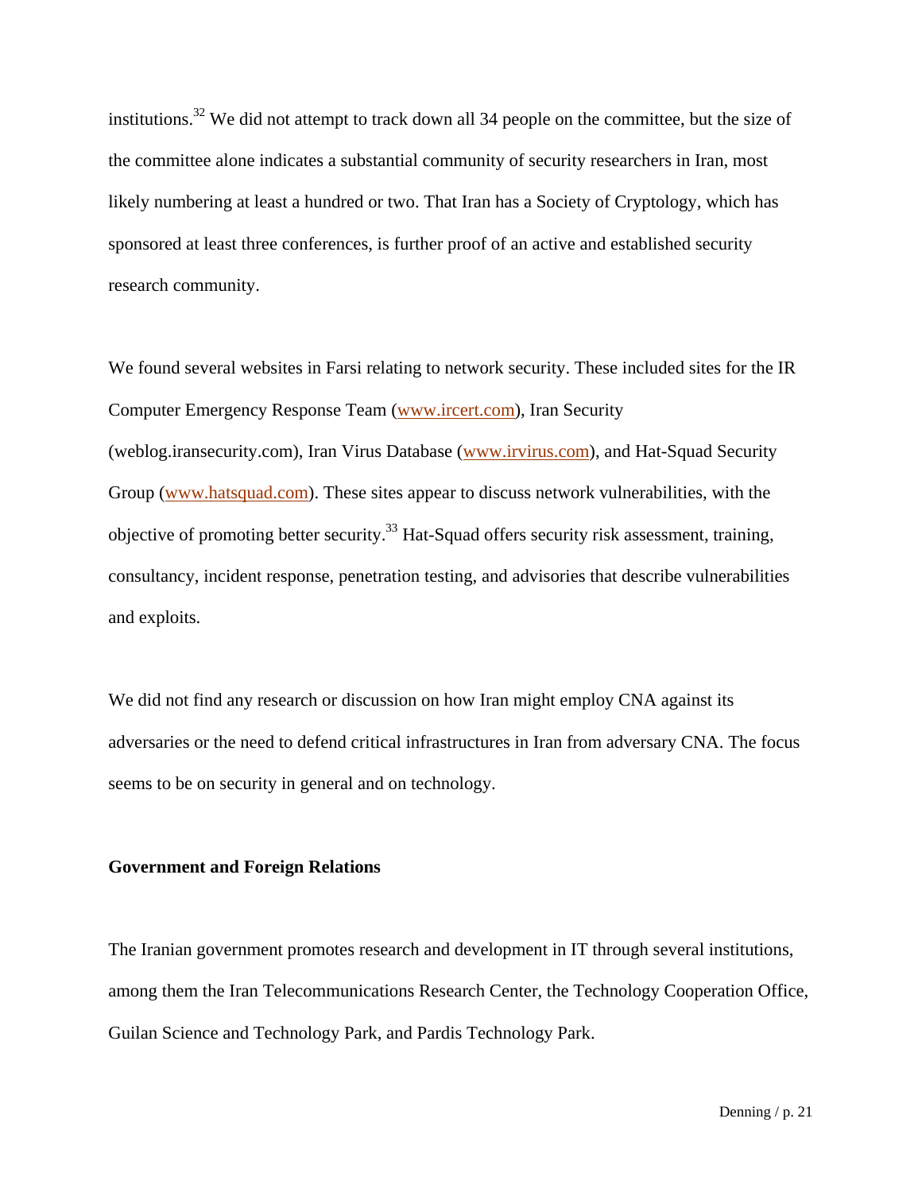institutions.[32] We did not attempt to track down all 34 people on the committee, but the size of the committee alone indicates a substantial community of security researchers in Iran, most likely numbering at least a hundred or two. That Iran has a Society of Cryptology, which has sponsored at least three conferences, is further proof of an active and established security research community.

We found several websites in Farsi relating to network security. These included sites for the IR Computer Emergency Response Team (www.ircert.com), Iran Security (weblog.iransecurity.com), Iran Virus Database (www.irvirus.com), and Hat-Squad Security Group (www.hatsquad.com). These sites appear to discuss network vulnerabilities, with the objective of promoting better security.[33] Hat-Squad offers security risk assessment, training, consultancy, incident response, penetration testing, and advisories that describe vulnerabilities and exploits.

We did not find any research or discussion on how Iran might employ CNA against its adversaries or the need to defend critical infrastructures in Iran from adversary CNA. The focus seems to be on security in general and on technology.

**Government and Foreign Relations**

The Iranian government promotes research and development in IT through several institutions, among them the Iran Telecommunications Research Center, the Technology Cooperation Office, Guilan Science and Technology Park, and Pardis Technology Park.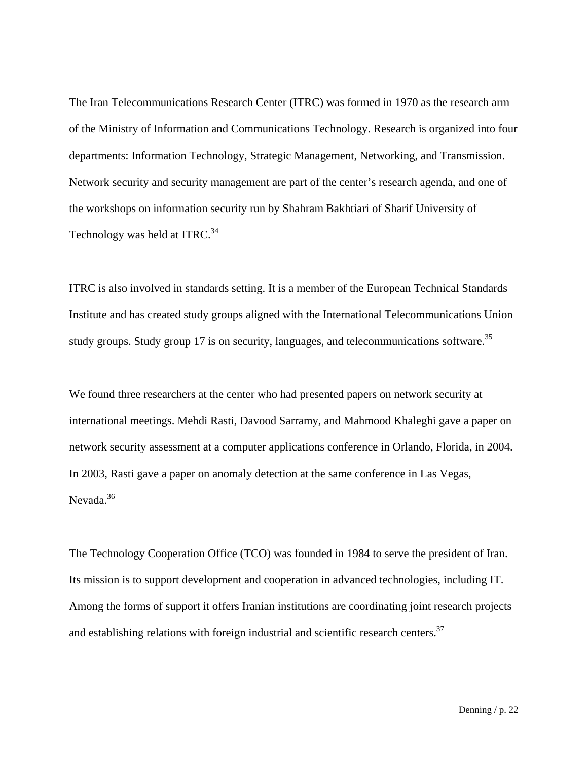The Iran Telecommunications Research Center (ITRC) was formed in 1970 as the research arm of the Ministry of Information and Communications Technology. Research is organized into four departments: Information Technology, Strategic Management, Networking, and Transmission. Network security and security management are part of the center's research agenda, and one of the workshops on information security run by Shahram Bakhtiari of Sharif University of Technology was held at ITRC.[34]

ITRC is also involved in standards setting. It is a member of the European Technical Standards Institute and has created study groups aligned with the International Telecommunications Union study groups. Study group 17 is on security, languages, and telecommunications software.[35]

We found three researchers at the center who had presented papers on network security at international meetings. Mehdi Rasti, Davood Sarramy, and Mahmood Khaleghi gave a paper on network security assessment at a computer applications conference in Orlando, Florida, in 2004. In 2003, Rasti gave a paper on anomaly detection at the same conference in Las Vegas, Nevada.[36]

The Technology Cooperation Office (TCO) was founded in 1984 to serve the president of Iran. Its mission is to support development and cooperation in advanced technologies, including IT. Among the forms of support it offers Iranian institutions are coordinating joint research projects and establishing relations with foreign industrial and scientific research centers.[37]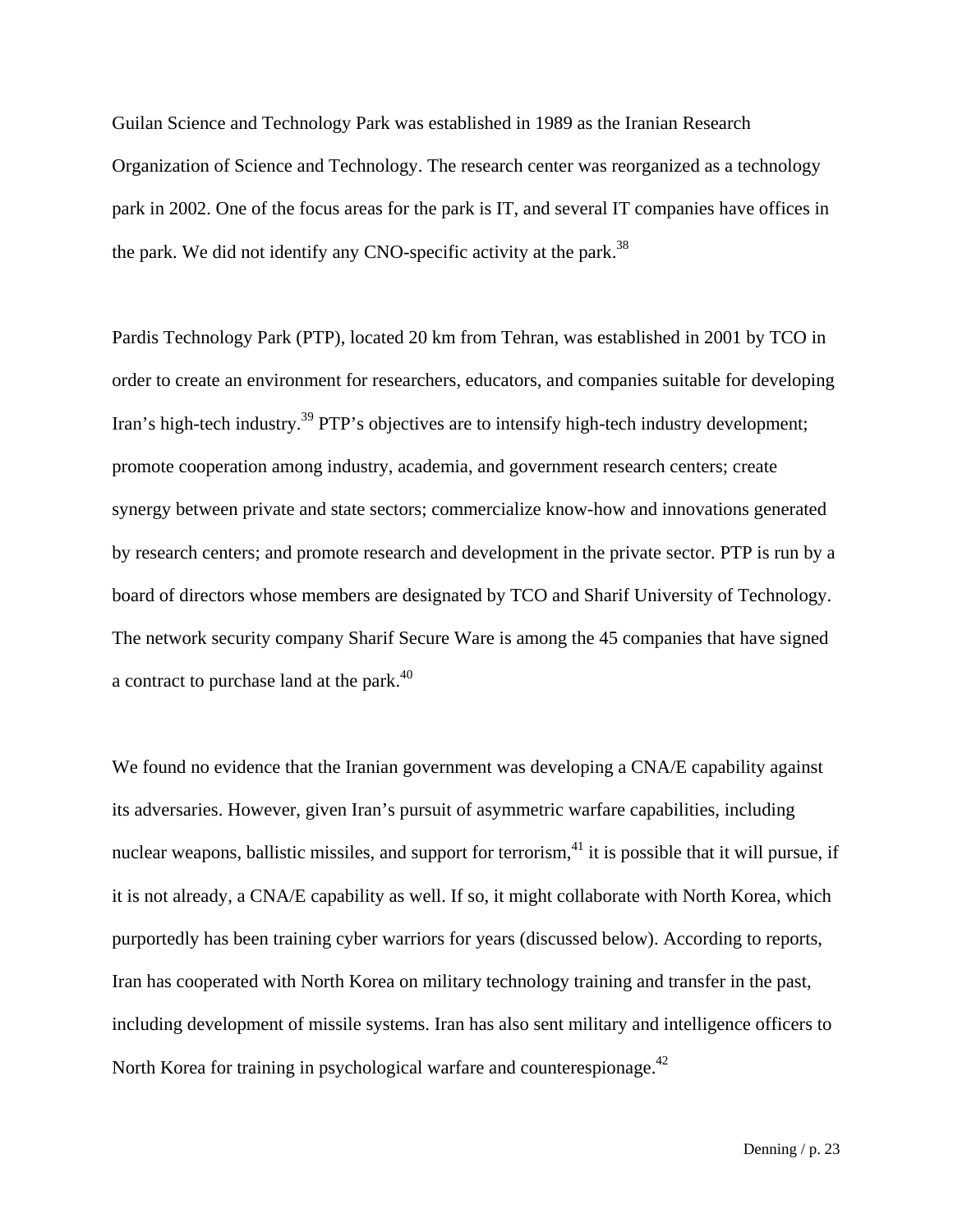Guilan Science and Technology Park was established in 1989 as the Iranian Research Organization of Science and Technology. The research center was reorganized as a technology park in 2002. One of the focus areas for the park is IT, and several IT companies have offices in the park. We did not identify any CNO-specific activity at the park.[38]

Pardis Technology Park (PTP), located 20 km from Tehran, was established in 2001 by TCO in order to create an environment for researchers, educators, and companies suitable for developing Iran's high-tech industry.[39] PTP's objectives are to intensify high-tech industry development; promote cooperation among industry, academia, and government research centers; create synergy between private and state sectors; commercialize know-how and innovations generated by research centers; and promote research and development in the private sector. PTP is run by a board of directors whose members are designated by TCO and Sharif University of Technology. The network security company Sharif Secure Ware is among the 45 companies that have signed a contract to purchase land at the park.[40]

We found no evidence that the Iranian government was developing a CNA/E capability against its adversaries. However, given Iran's pursuit of asymmetric warfare capabilities, including nuclear weapons, ballistic missiles, and support for terrorism,[41] it is possible that it will pursue, if it is not already, a CNA/E capability as well. If so, it might collaborate with North Korea, which purportedly has been training cyber warriors for years (discussed below). According to reports, Iran has cooperated with North Korea on military technology training and transfer in the past, including development of missile systems. Iran has also sent military and intelligence officers to North Korea for training in psychological warfare and counterespionage.[42]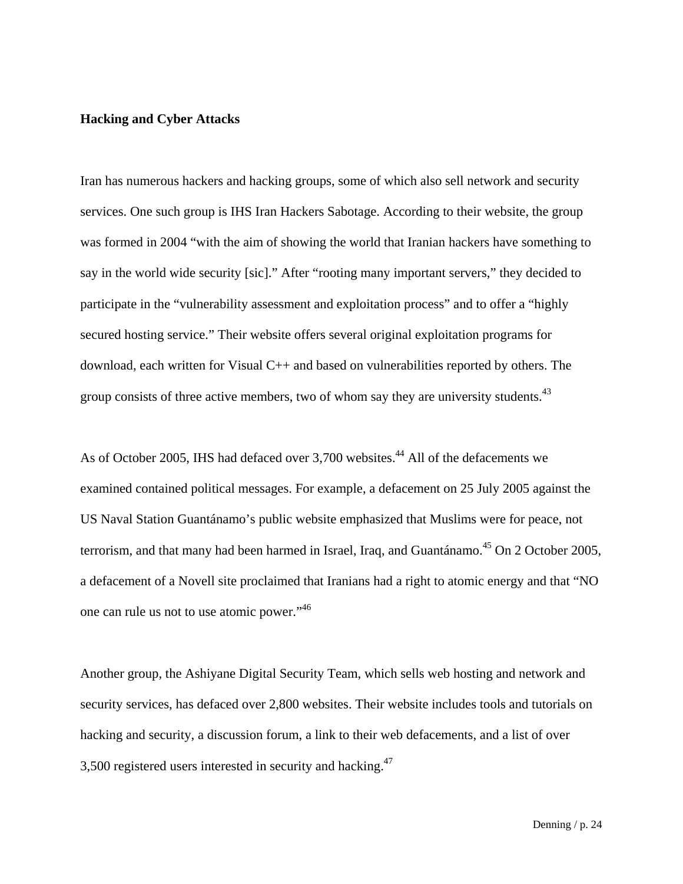**Hacking and Cyber Attacks**

Iran has numerous hackers and hacking groups, some of which also sell network and security services. One such group is IHS Iran Hackers Sabotage. According to their website, the group was formed in 2004 "with the aim of showing the world that Iranian hackers have something to say in the world wide security [sic]." After "rooting many important servers," they decided to participate in the "vulnerability assessment and exploitation process" and to offer a "highly secured hosting service." Their website offers several original exploitation programs for download, each written for Visual C++ and based on vulnerabilities reported by others. The group consists of three active members, two of whom say they are university students.[43]

As of October 2005, IHS had defaced over 3,700 websites.[44] All of the defacements we examined contained political messages. For example, a defacement on 25 July 2005 against the US Naval Station Guantánamo's public website emphasized that Muslims were for peace, not terrorism, and that many had been harmed in Israel, Iraq, and Guantánamo.[45] On 2 October 2005, a defacement of a Novell site proclaimed that Iranians had a right to atomic energy and that "NO one can rule us not to use atomic power."[46]

Another group, the Ashiyane Digital Security Team, which sells web hosting and network and security services, has defaced over 2,800 websites. Their website includes tools and tutorials on hacking and security, a discussion forum, a link to their web defacements, and a list of over 3,500 registered users interested in security and hacking.[47]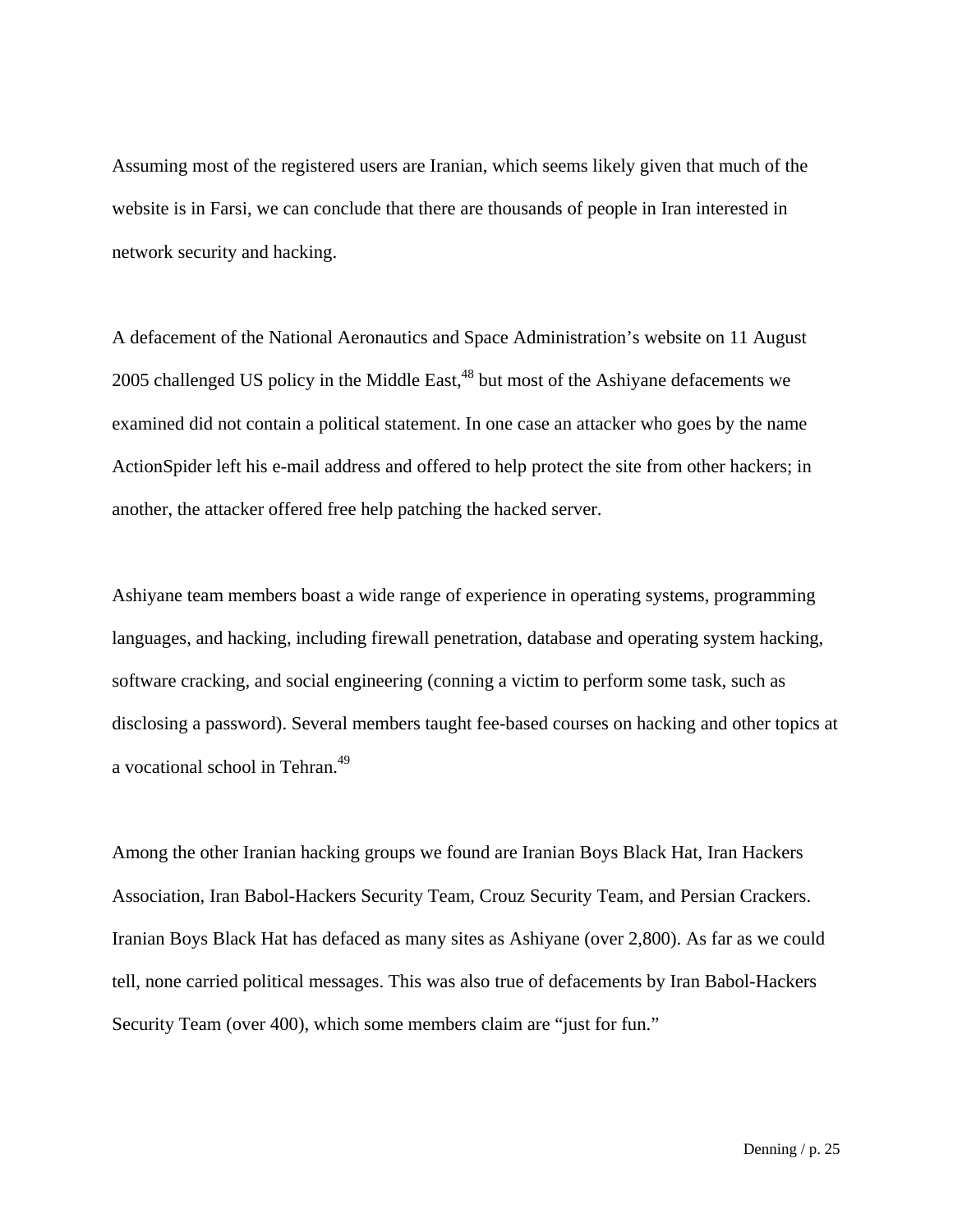Assuming most of the registered users are Iranian, which seems likely given that much of the website is in Farsi, we can conclude that there are thousands of people in Iran interested in network security and hacking.

A defacement of the National Aeronautics and Space Administration's website on 11 August 2005 challenged US policy in the Middle East,[48] but most of the Ashiyane defacements we examined did not contain a political statement. In one case an attacker who goes by the name ActionSpider left his e-mail address and offered to help protect the site from other hackers; in another, the attacker offered free help patching the hacked server.

Ashiyane team members boast a wide range of experience in operating systems, programming languages, and hacking, including firewall penetration, database and operating system hacking, software cracking, and social engineering (conning a victim to perform some task, such as disclosing a password). Several members taught fee-based courses on hacking and other topics at a vocational school in Tehran.[49]

Among the other Iranian hacking groups we found are Iranian Boys Black Hat, Iran Hackers Association, Iran Babol-Hackers Security Team, Crouz Security Team, and Persian Crackers. Iranian Boys Black Hat has defaced as many sites as Ashiyane (over 2,800). As far as we could tell, none carried political messages. This was also true of defacements by Iran Babol-Hackers Security Team (over 400), which some members claim are "just for fun."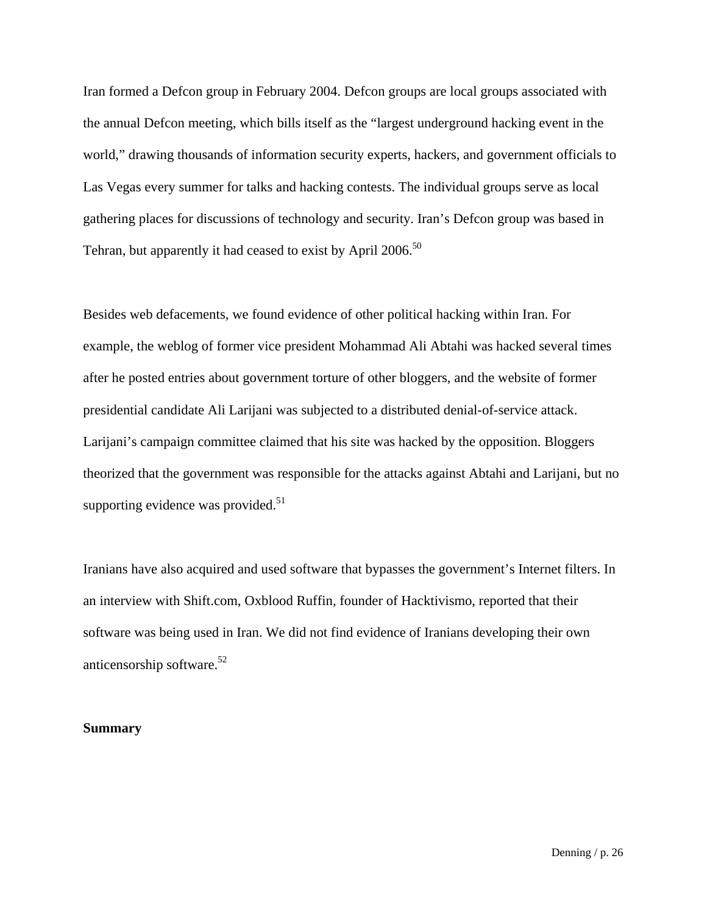Iran formed a Defcon group in February 2004. Defcon groups are local groups associated with the annual Defcon meeting, which bills itself as the "largest underground hacking event in the world," drawing thousands of information security experts, hackers, and government officials to Las Vegas every summer for talks and hacking contests. The individual groups serve as local gathering places for discussions of technology and security. Iran's Defcon group was based in Tehran, but apparently it had ceased to exist by April 2006.[50]

Besides web defacements, we found evidence of other political hacking within Iran. For example, the weblog of former vice president Mohammad Ali Abtahi was hacked several times after he posted entries about government torture of other bloggers, and the website of former presidential candidate Ali Larijani was subjected to a distributed denial-of-service attack. Larijani's campaign committee claimed that his site was hacked by the opposition. Bloggers theorized that the government was responsible for the attacks against Abtahi and Larijani, but no supporting evidence was provided.[51]

Iranians have also acquired and used software that bypasses the government's Internet filters. In an interview with Shift.com, Oxblood Ruffin, founder of Hacktivismo, reported that their software was being used in Iran. We did not find evidence of Iranians developing their own anticensorship software.[52]

**Summary**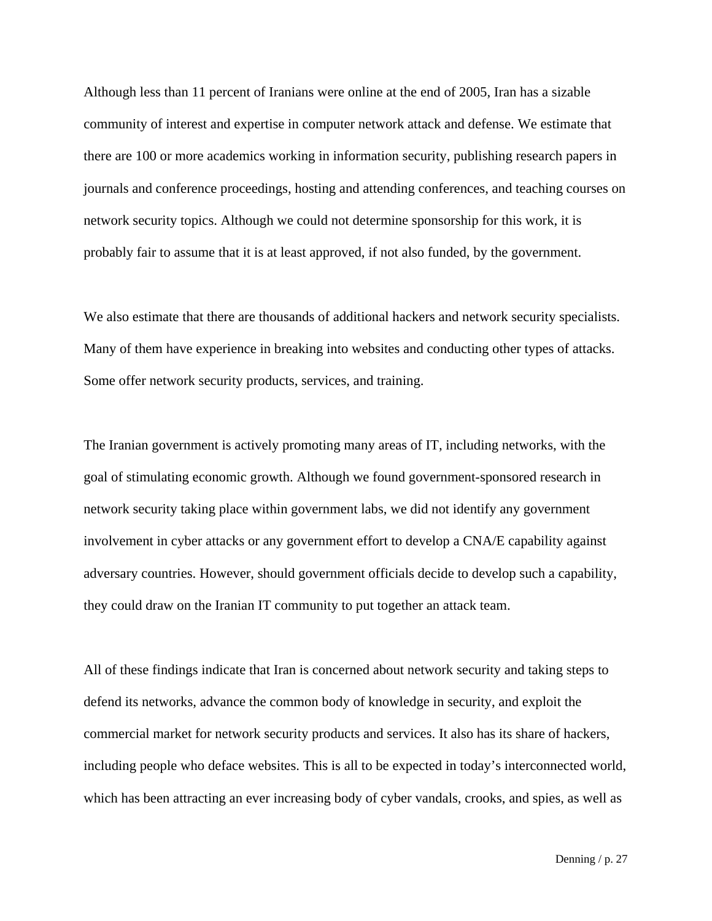Although less than 11 percent of Iranians were online at the end of 2005, Iran has a sizable community of interest and expertise in computer network attack and defense. We estimate that there are 100 or more academics working in information security, publishing research papers in journals and conference proceedings, hosting and attending conferences, and teaching courses on network security topics. Although we could not determine sponsorship for this work, it is probably fair to assume that it is at least approved, if not also funded, by the government.

We also estimate that there are thousands of additional hackers and network security specialists. Many of them have experience in breaking into websites and conducting other types of attacks. Some offer network security products, services, and training.

The Iranian government is actively promoting many areas of IT, including networks, with the goal of stimulating economic growth. Although we found government-sponsored research in network security taking place within government labs, we did not identify any government involvement in cyber attacks or any government effort to develop a CNA/E capability against adversary countries. However, should government officials decide to develop such a capability, they could draw on the Iranian IT community to put together an attack team.

All of these findings indicate that Iran is concerned about network security and taking steps to defend its networks, advance the common body of knowledge in security, and exploit the commercial market for network security products and services. It also has its share of hackers, including people who deface websites. This is all to be expected in today's interconnected world, which has been attracting an ever increasing body of cyber vandals, crooks, and spies, as well as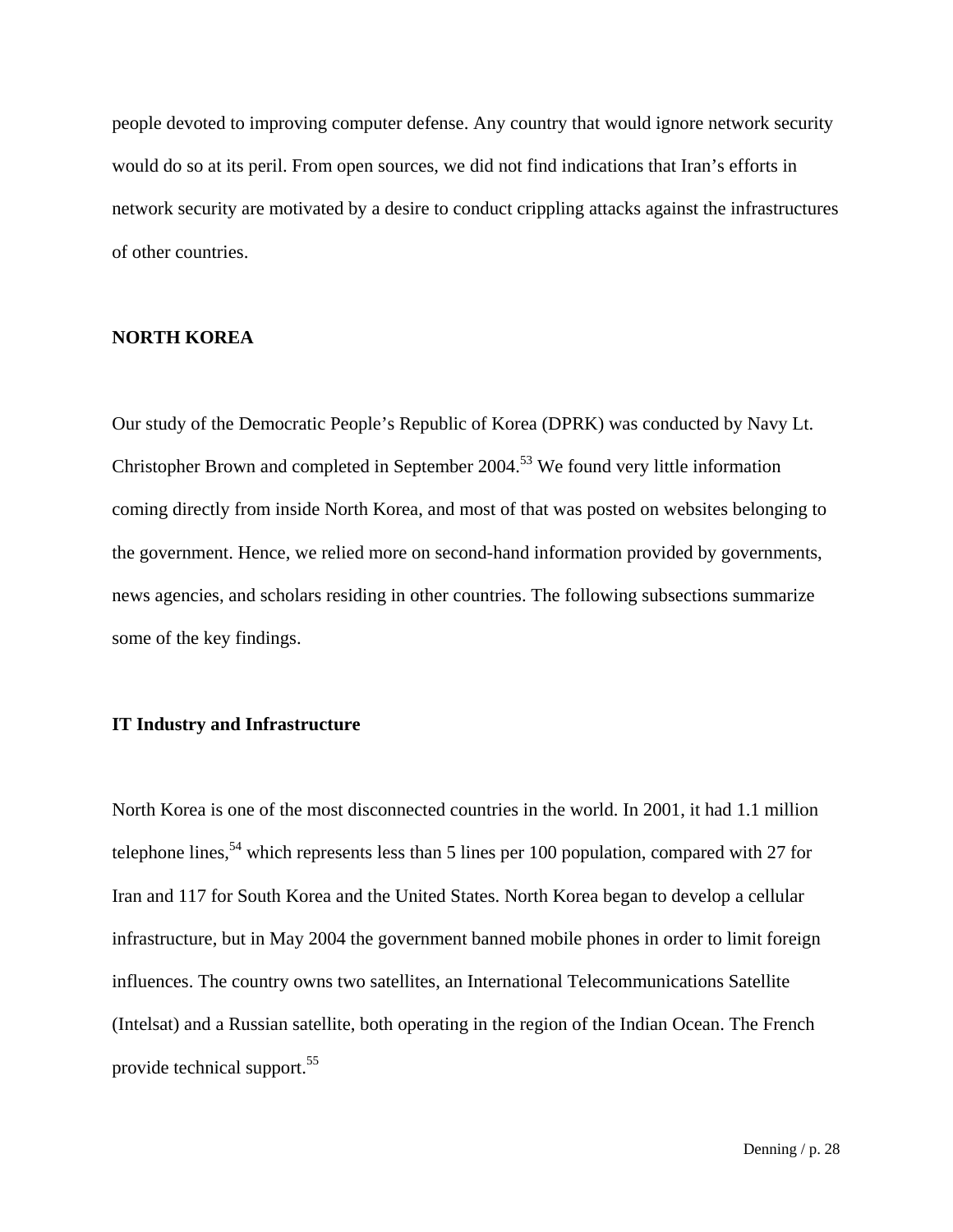people devoted to improving computer defense. Any country that would ignore network security would do so at its peril. From open sources, we did not find indications that Iran's efforts in network security are motivated by a desire to conduct crippling attacks against the infrastructures of other countries.

## NORTH KOREA

Our study of the Democratic People's Republic of Korea (DPRK) was conducted by Navy Lt. Christopher Brown and completed in September 2004.[53] We found very little information coming directly from inside North Korea, and most of that was posted on websites belonging to the government. Hence, we relied more on second-hand information provided by governments, news agencies, and scholars residing in other countries. The following subsections summarize some of the key findings.

### IT Industry and Infrastructure

North Korea is one of the most disconnected countries in the world. In 2001, it had 1.1 million telephone lines,[54] which represents less than 5 lines per 100 population, compared with 27 for Iran and 117 for South Korea and the United States. North Korea began to develop a cellular infrastructure, but in May 2004 the government banned mobile phones in order to limit foreign influences. The country owns two satellites, an International Telecommunications Satellite (Intelsat) and a Russian satellite, both operating in the region of the Indian Ocean. The French provide technical support.[55]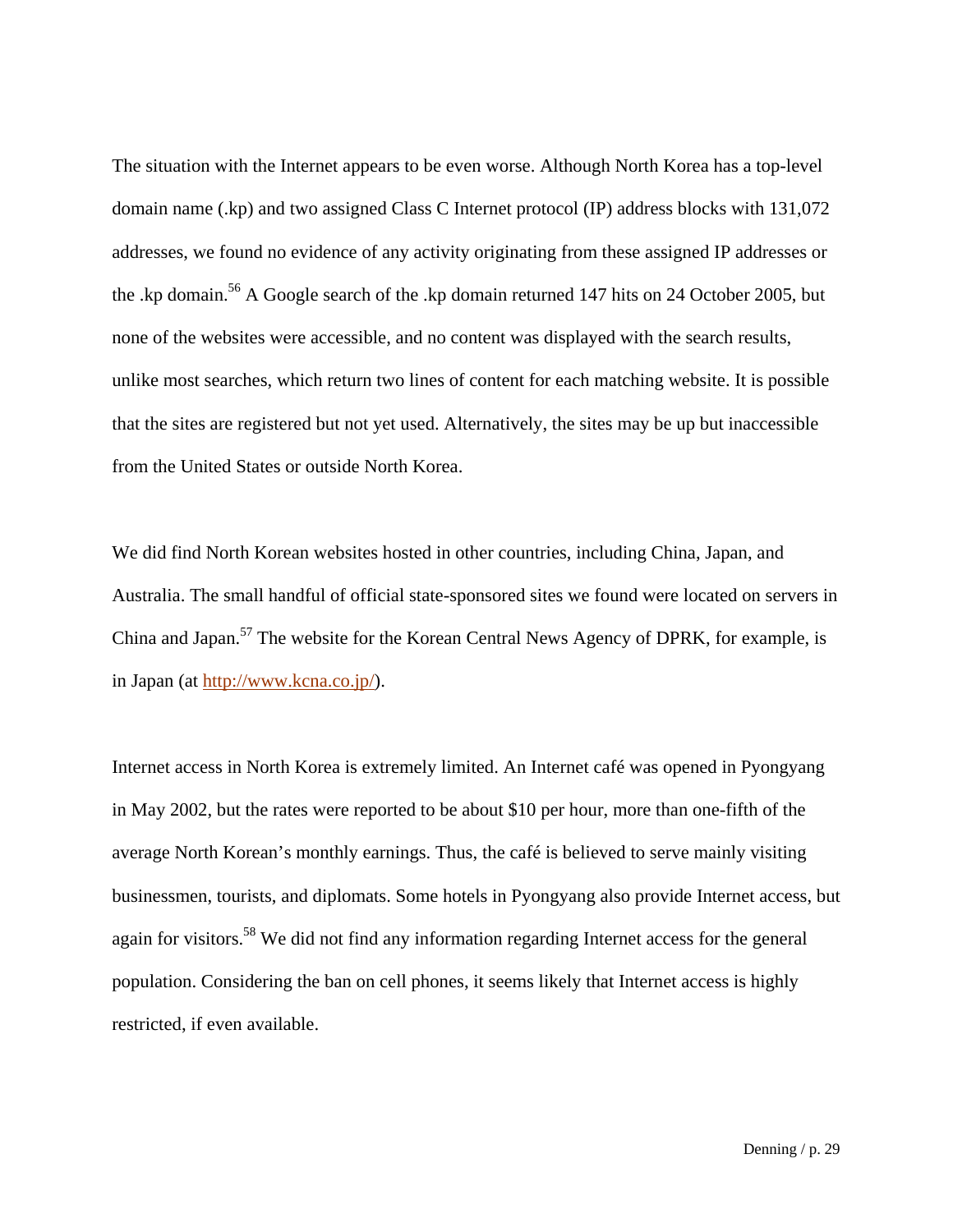The situation with the Internet appears to be even worse. Although North Korea has a top-level domain name (.kp) and two assigned Class C Internet protocol (IP) address blocks with 131,072 addresses, we found no evidence of any activity originating from these assigned IP addresses or the .kp domain.[56] A Google search of the .kp domain returned 147 hits on 24 October 2005, but none of the websites were accessible, and no content was displayed with the search results, unlike most searches, which return two lines of content for each matching website. It is possible that the sites are registered but not yet used. Alternatively, the sites may be up but inaccessible from the United States or outside North Korea.

We did find North Korean websites hosted in other countries, including China, Japan, and Australia. The small handful of official state-sponsored sites we found were located on servers in China and Japan.[57] The website for the Korean Central News Agency of DPRK, for example, is in Japan (at http://www.kcna.co.jp/).

Internet access in North Korea is extremely limited. An Internet café was opened in Pyongyang in May 2002, but the rates were reported to be about $10 per hour, more than one-fifth of the average North Korean's monthly earnings. Thus, the café is believed to serve mainly visiting businessmen, tourists, and diplomats. Some hotels in Pyongyang also provide Internet access, but again for visitors.[58] We did not find any information regarding Internet access for the general population. Considering the ban on cell phones, it seems likely that Internet access is highly restricted, if even available.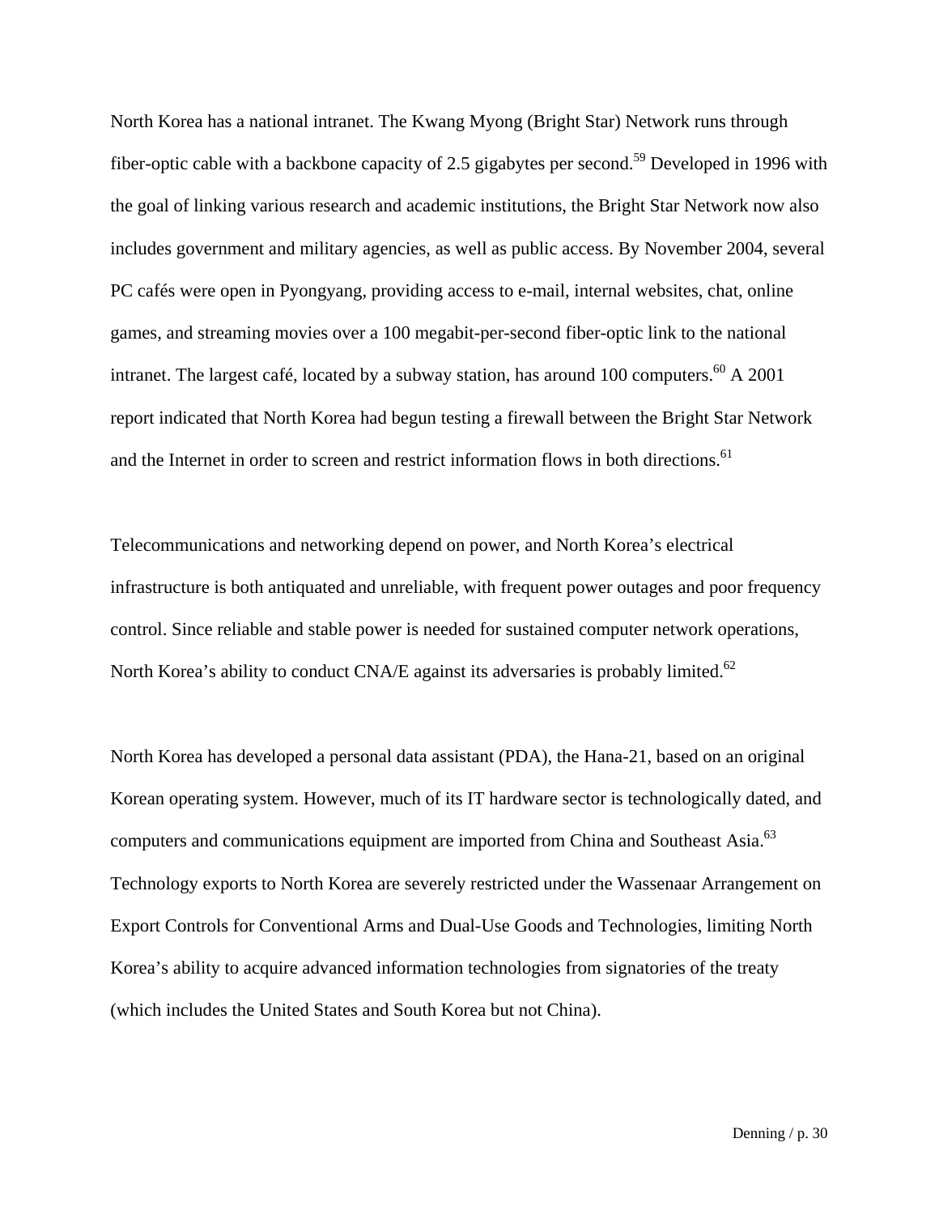North Korea has a national intranet. The Kwang Myong (Bright Star) Network runs through fiber-optic cable with a backbone capacity of 2.5 gigabytes per second.[59] Developed in 1996 with the goal of linking various research and academic institutions, the Bright Star Network now also includes government and military agencies, as well as public access. By November 2004, several PC cafés were open in Pyongyang, providing access to e-mail, internal websites, chat, online games, and streaming movies over a 100 megabit-per-second fiber-optic link to the national intranet. The largest café, located by a subway station, has around 100 computers.[60] A 2001 report indicated that North Korea had begun testing a firewall between the Bright Star Network and the Internet in order to screen and restrict information flows in both directions.[61]

Telecommunications and networking depend on power, and North Korea's electrical infrastructure is both antiquated and unreliable, with frequent power outages and poor frequency control. Since reliable and stable power is needed for sustained computer network operations, North Korea's ability to conduct CNA/E against its adversaries is probably limited.[62]

North Korea has developed a personal data assistant (PDA), the Hana-21, based on an original Korean operating system. However, much of its IT hardware sector is technologically dated, and computers and communications equipment are imported from China and Southeast Asia.[63] Technology exports to North Korea are severely restricted under the Wassenaar Arrangement on Export Controls for Conventional Arms and Dual-Use Goods and Technologies, limiting North Korea's ability to acquire advanced information technologies from signatories of the treaty (which includes the United States and South Korea but not China).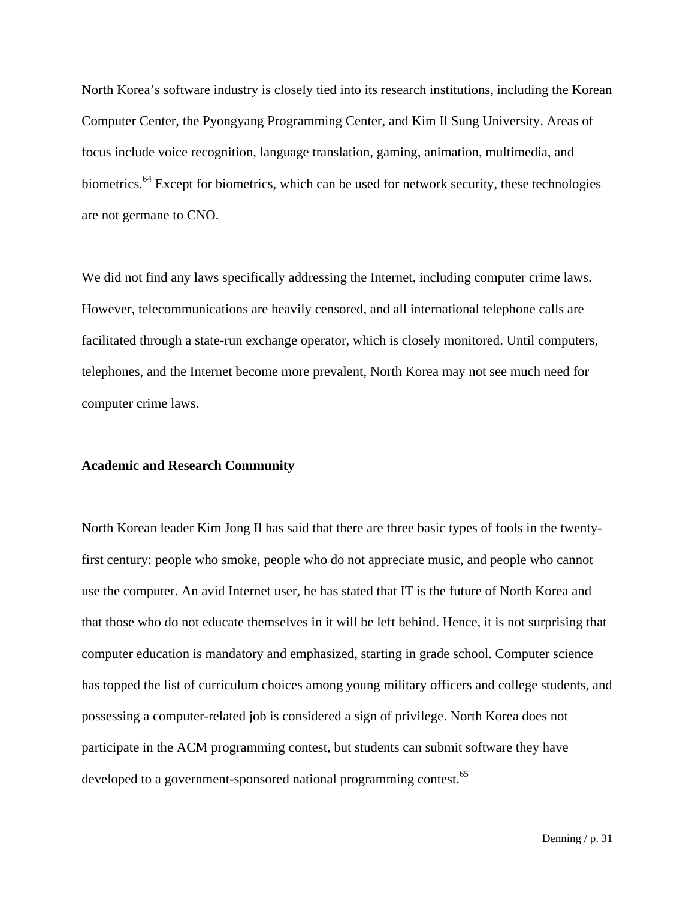North Korea's software industry is closely tied into its research institutions, including the Korean Computer Center, the Pyongyang Programming Center, and Kim Il Sung University. Areas of focus include voice recognition, language translation, gaming, animation, multimedia, and biometrics.[64] Except for biometrics, which can be used for network security, these technologies are not germane to CNO.

We did not find any laws specifically addressing the Internet, including computer crime laws. However, telecommunications are heavily censored, and all international telephone calls are facilitated through a state-run exchange operator, which is closely monitored. Until computers, telephones, and the Internet become more prevalent, North Korea may not see much need for computer crime laws.

**Academic and Research Community**

North Korean leader Kim Jong Il has said that there are three basic types of fools in the twenty-first century: people who smoke, people who do not appreciate music, and people who cannot use the computer. An avid Internet user, he has stated that IT is the future of North Korea and that those who do not educate themselves in it will be left behind. Hence, it is not surprising that computer education is mandatory and emphasized, starting in grade school. Computer science has topped the list of curriculum choices among young military officers and college students, and possessing a computer-related job is considered a sign of privilege. North Korea does not participate in the ACM programming contest, but students can submit software they have developed to a government-sponsored national programming contest.[65]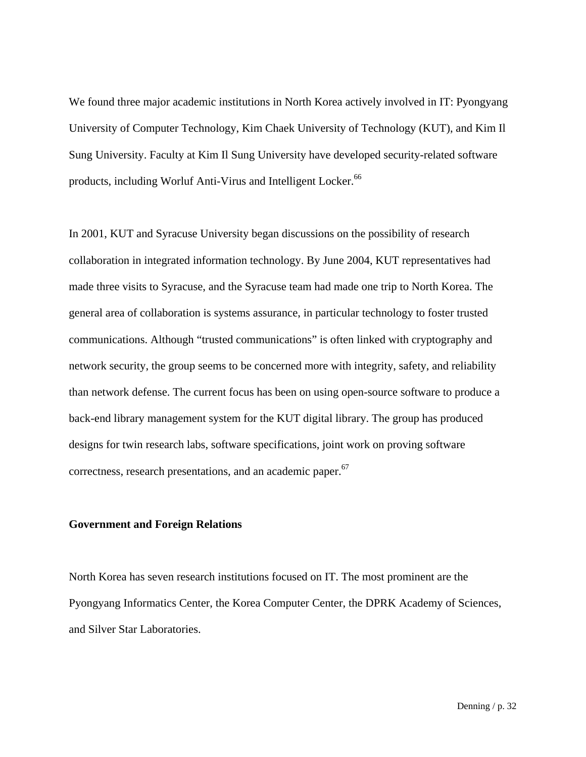We found three major academic institutions in North Korea actively involved in IT: Pyongyang University of Computer Technology, Kim Chaek University of Technology (KUT), and Kim Il Sung University. Faculty at Kim Il Sung University have developed security-related software products, including Worluf Anti-Virus and Intelligent Locker.[66]

In 2001, KUT and Syracuse University began discussions on the possibility of research collaboration in integrated information technology. By June 2004, KUT representatives had made three visits to Syracuse, and the Syracuse team had made one trip to North Korea. The general area of collaboration is systems assurance, in particular technology to foster trusted communications. Although "trusted communications" is often linked with cryptography and network security, the group seems to be concerned more with integrity, safety, and reliability than network defense. The current focus has been on using open-source software to produce a back-end library management system for the KUT digital library. The group has produced designs for twin research labs, software specifications, joint work on proving software correctness, research presentations, and an academic paper.[67]

**Government and Foreign Relations**

North Korea has seven research institutions focused on IT. The most prominent are the Pyongyang Informatics Center, the Korea Computer Center, the DPRK Academy of Sciences, and Silver Star Laboratories.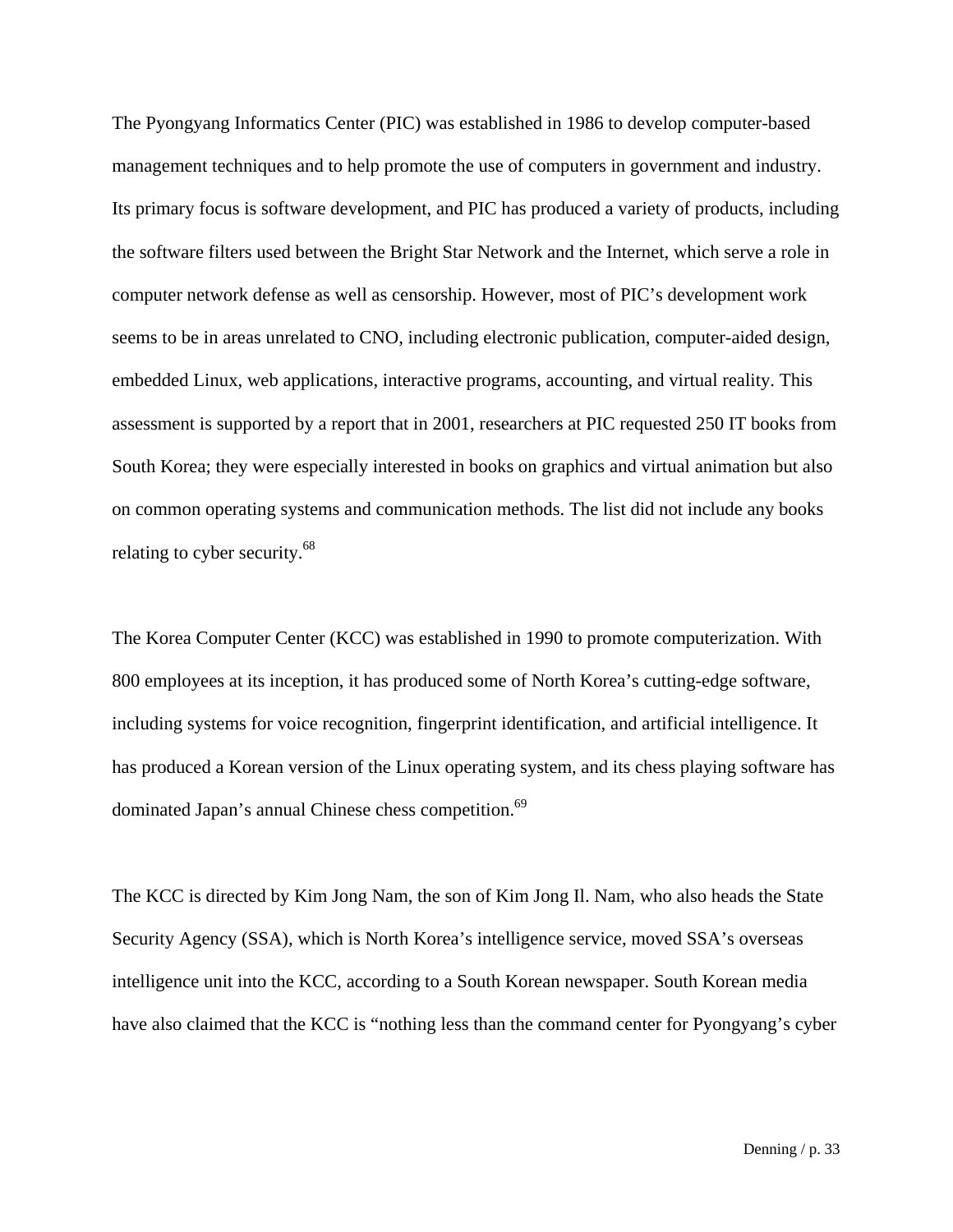The Pyongyang Informatics Center (PIC) was established in 1986 to develop computer-based management techniques and to help promote the use of computers in government and industry. Its primary focus is software development, and PIC has produced a variety of products, including the software filters used between the Bright Star Network and the Internet, which serve a role in computer network defense as well as censorship. However, most of PIC's development work seems to be in areas unrelated to CNO, including electronic publication, computer-aided design, embedded Linux, web applications, interactive programs, accounting, and virtual reality. This assessment is supported by a report that in 2001, researchers at PIC requested 250 IT books from South Korea; they were especially interested in books on graphics and virtual animation but also on common operating systems and communication methods. The list did not include any books relating to cyber security.[68]

The Korea Computer Center (KCC) was established in 1990 to promote computerization. With 800 employees at its inception, it has produced some of North Korea's cutting-edge software, including systems for voice recognition, fingerprint identification, and artificial intelligence. It has produced a Korean version of the Linux operating system, and its chess playing software has dominated Japan's annual Chinese chess competition.[69]

The KCC is directed by Kim Jong Nam, the son of Kim Jong Il. Nam, who also heads the State Security Agency (SSA), which is North Korea's intelligence service, moved SSA's overseas intelligence unit into the KCC, according to a South Korean newspaper. South Korean media have also claimed that the KCC is "nothing less than the command center for Pyongyang's cyber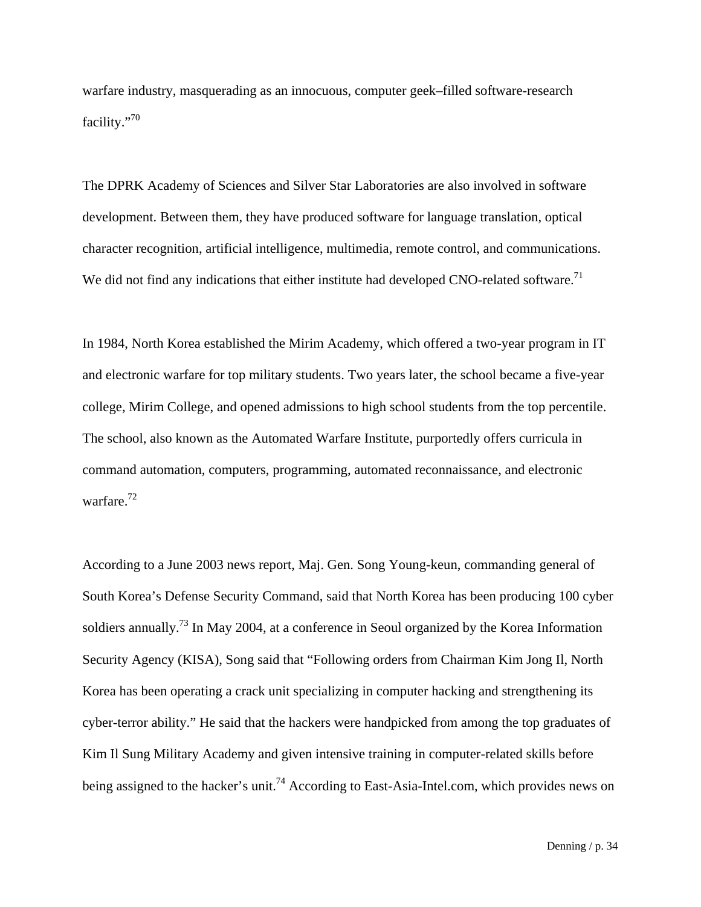warfare industry, masquerading as an innocuous, computer geek–filled software-research facility."[70]

The DPRK Academy of Sciences and Silver Star Laboratories are also involved in software development. Between them, they have produced software for language translation, optical character recognition, artificial intelligence, multimedia, remote control, and communications. We did not find any indications that either institute had developed CNO-related software.[71]

In 1984, North Korea established the Mirim Academy, which offered a two-year program in IT and electronic warfare for top military students. Two years later, the school became a five-year college, Mirim College, and opened admissions to high school students from the top percentile. The school, also known as the Automated Warfare Institute, purportedly offers curricula in command automation, computers, programming, automated reconnaissance, and electronic warfare.[72]

According to a June 2003 news report, Maj. Gen. Song Young-keun, commanding general of South Korea's Defense Security Command, said that North Korea has been producing 100 cyber soldiers annually.[73] In May 2004, at a conference in Seoul organized by the Korea Information Security Agency (KISA), Song said that "Following orders from Chairman Kim Jong Il, North Korea has been operating a crack unit specializing in computer hacking and strengthening its cyber-terror ability." He said that the hackers were handpicked from among the top graduates of Kim Il Sung Military Academy and given intensive training in computer-related skills before being assigned to the hacker's unit.[74] According to East-Asia-Intel.com, which provides news on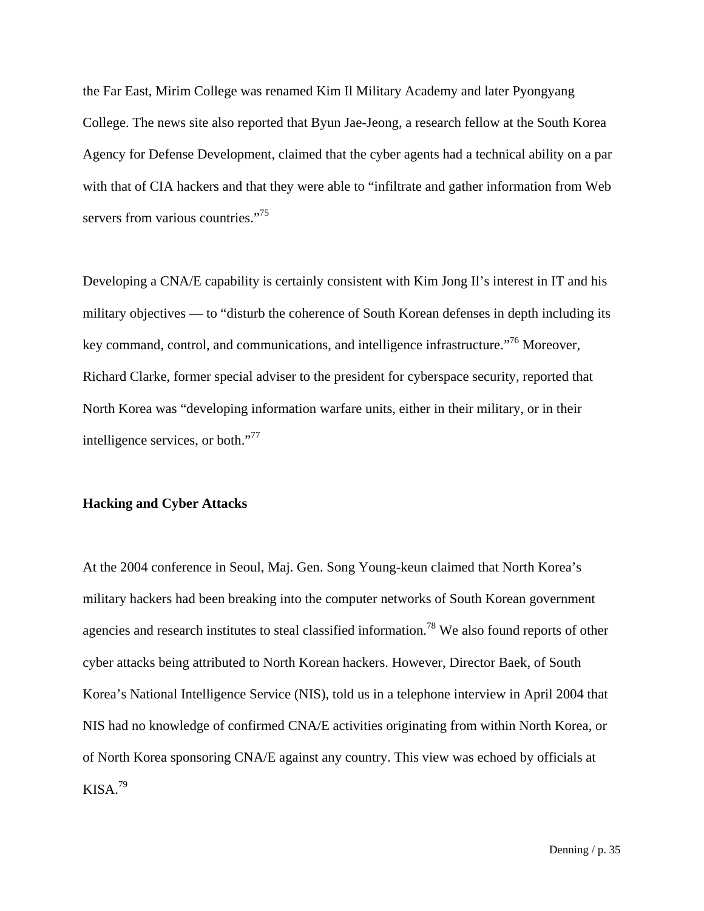the Far East, Mirim College was renamed Kim Il Military Academy and later Pyongyang College. The news site also reported that Byun Jae-Jeong, a research fellow at the South Korea Agency for Defense Development, claimed that the cyber agents had a technical ability on a par with that of CIA hackers and that they were able to "infiltrate and gather information from Web servers from various countries."[75]

Developing a CNA/E capability is certainly consistent with Kim Jong Il's interest in IT and his military objectives — to "disturb the coherence of South Korean defenses in depth including its key command, control, and communications, and intelligence infrastructure."[76] Moreover, Richard Clarke, former special adviser to the president for cyberspace security, reported that North Korea was "developing information warfare units, either in their military, or in their intelligence services, or both."[77]

**Hacking and Cyber Attacks**

At the 2004 conference in Seoul, Maj. Gen. Song Young-keun claimed that North Korea's military hackers had been breaking into the computer networks of South Korean government agencies and research institutes to steal classified information.[78] We also found reports of other cyber attacks being attributed to North Korean hackers. However, Director Baek, of South Korea's National Intelligence Service (NIS), told us in a telephone interview in April 2004 that NIS had no knowledge of confirmed CNA/E activities originating from within North Korea, or of North Korea sponsoring CNA/E against any country. This view was echoed by officials at KISA.[79]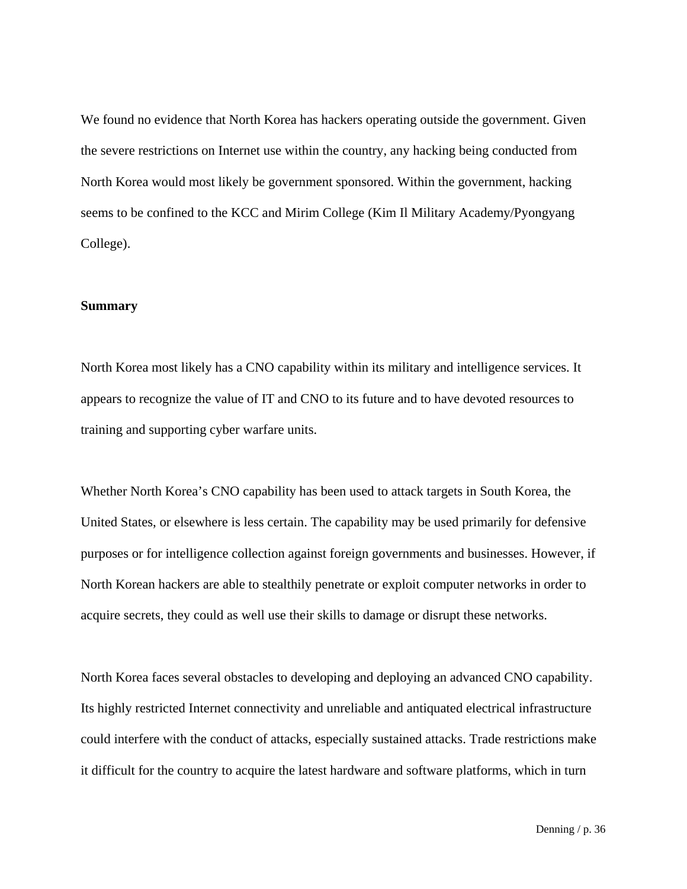We found no evidence that North Korea has hackers operating outside the government. Given the severe restrictions on Internet use within the country, any hacking being conducted from North Korea would most likely be government sponsored. Within the government, hacking seems to be confined to the KCC and Mirim College (Kim Il Military Academy/Pyongyang College).

**Summary**

North Korea most likely has a CNO capability within its military and intelligence services. It appears to recognize the value of IT and CNO to its future and to have devoted resources to training and supporting cyber warfare units.

Whether North Korea's CNO capability has been used to attack targets in South Korea, the United States, or elsewhere is less certain. The capability may be used primarily for defensive purposes or for intelligence collection against foreign governments and businesses. However, if North Korean hackers are able to stealthily penetrate or exploit computer networks in order to acquire secrets, they could as well use their skills to damage or disrupt these networks.

North Korea faces several obstacles to developing and deploying an advanced CNO capability. Its highly restricted Internet connectivity and unreliable and antiquated electrical infrastructure could interfere with the conduct of attacks, especially sustained attacks. Trade restrictions make it difficult for the country to acquire the latest hardware and software platforms, which in turn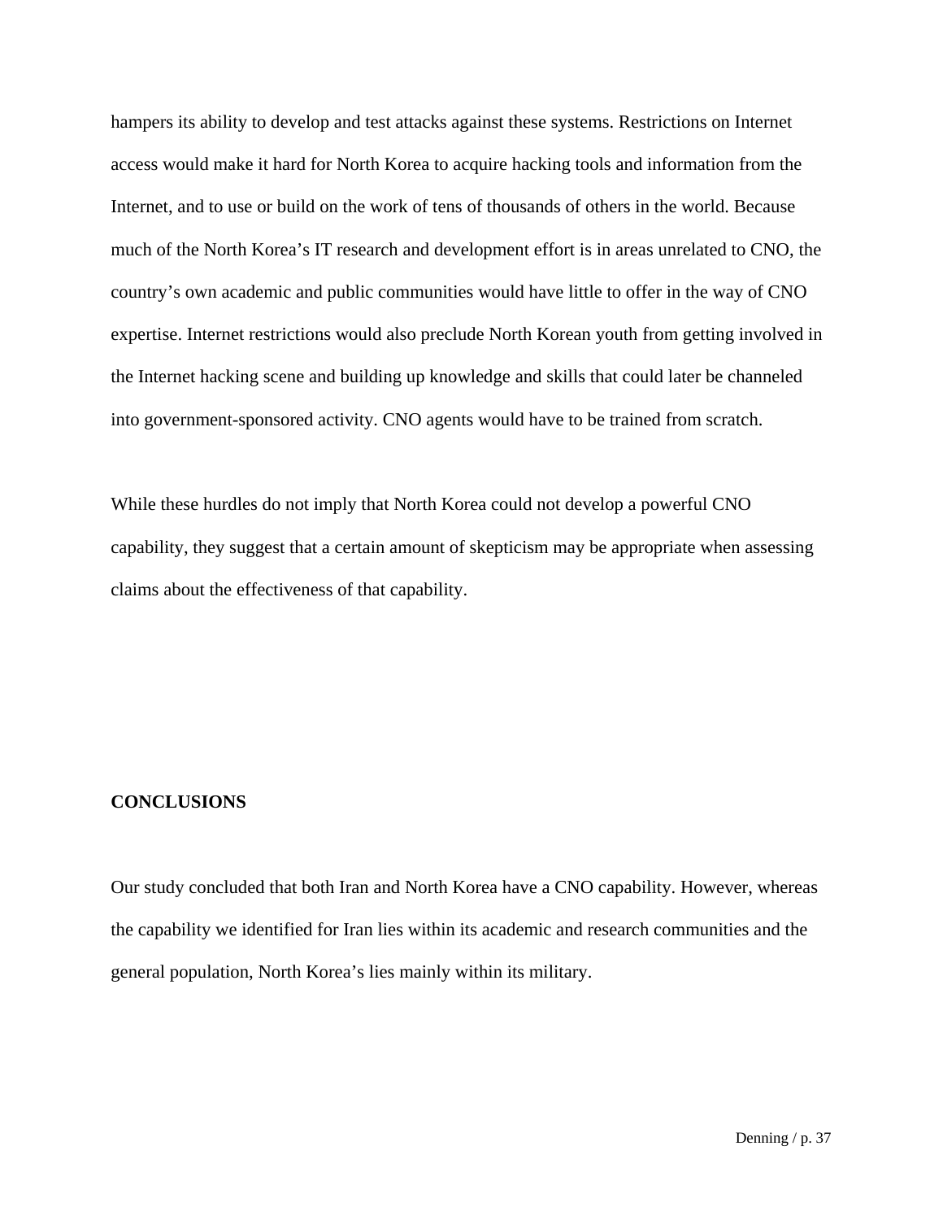hampers its ability to develop and test attacks against these systems. Restrictions on Internet access would make it hard for North Korea to acquire hacking tools and information from the Internet, and to use or build on the work of tens of thousands of others in the world. Because much of the North Korea's IT research and development effort is in areas unrelated to CNO, the country's own academic and public communities would have little to offer in the way of CNO expertise. Internet restrictions would also preclude North Korean youth from getting involved in the Internet hacking scene and building up knowledge and skills that could later be channeled into government-sponsored activity. CNO agents would have to be trained from scratch.

While these hurdles do not imply that North Korea could not develop a powerful CNO capability, they suggest that a certain amount of skepticism may be appropriate when assessing claims about the effectiveness of that capability.

## CONCLUSIONS

Our study concluded that both Iran and North Korea have a CNO capability. However, whereas the capability we identified for Iran lies within its academic and research communities and the general population, North Korea's lies mainly within its military.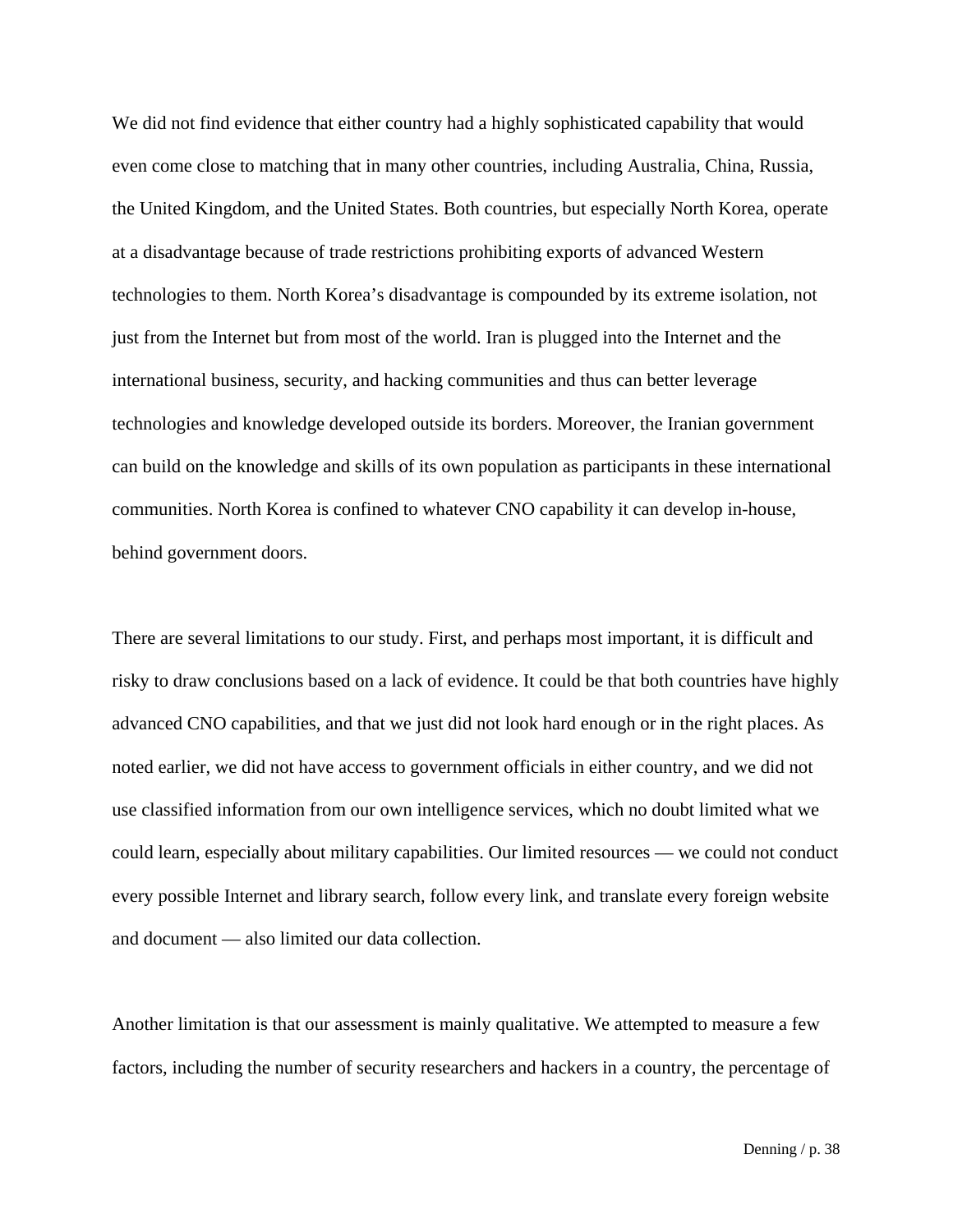We did not find evidence that either country had a highly sophisticated capability that would even come close to matching that in many other countries, including Australia, China, Russia, the United Kingdom, and the United States. Both countries, but especially North Korea, operate at a disadvantage because of trade restrictions prohibiting exports of advanced Western technologies to them. North Korea's disadvantage is compounded by its extreme isolation, not just from the Internet but from most of the world. Iran is plugged into the Internet and the international business, security, and hacking communities and thus can better leverage technologies and knowledge developed outside its borders. Moreover, the Iranian government can build on the knowledge and skills of its own population as participants in these international communities. North Korea is confined to whatever CNO capability it can develop in-house, behind government doors.

There are several limitations to our study. First, and perhaps most important, it is difficult and risky to draw conclusions based on a lack of evidence. It could be that both countries have highly advanced CNO capabilities, and that we just did not look hard enough or in the right places. As noted earlier, we did not have access to government officials in either country, and we did not use classified information from our own intelligence services, which no doubt limited what we could learn, especially about military capabilities. Our limited resources — we could not conduct every possible Internet and library search, follow every link, and translate every foreign website and document — also limited our data collection.

Another limitation is that our assessment is mainly qualitative. We attempted to measure a few factors, including the number of security researchers and hackers in a country, the percentage of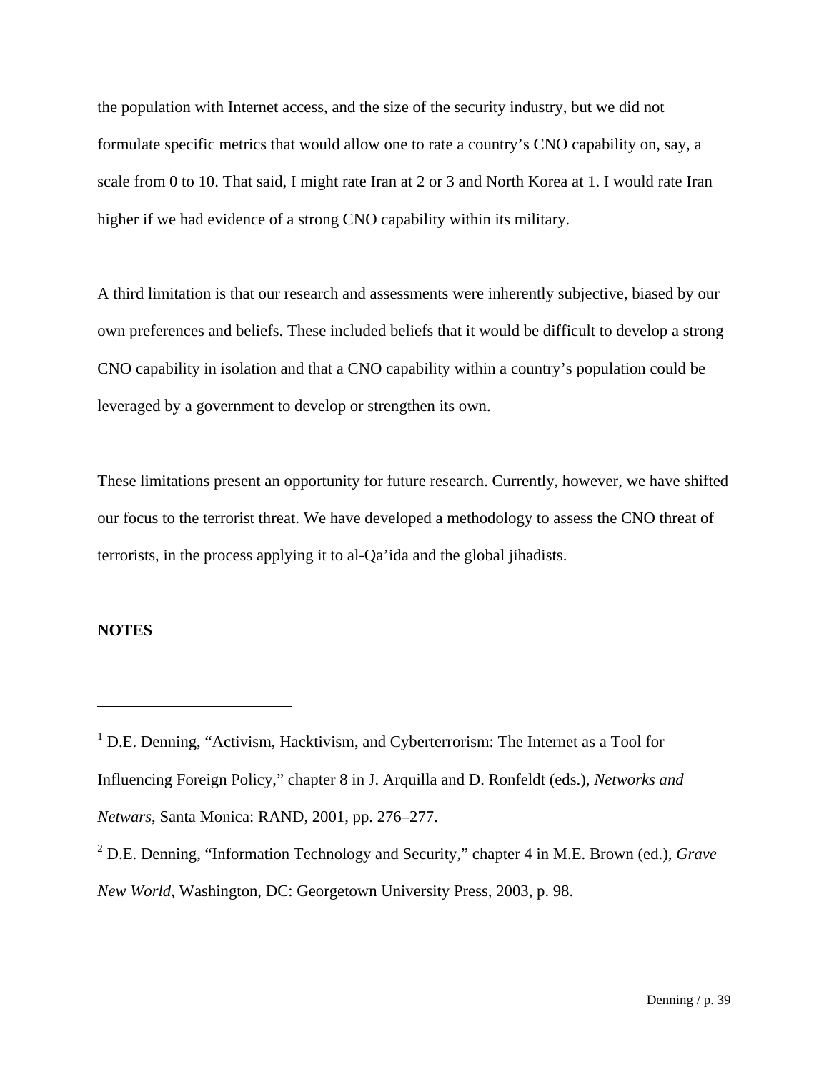the population with Internet access, and the size of the security industry, but we did not formulate specific metrics that would allow one to rate a country's CNO capability on, say, a scale from 0 to 10. That said, I might rate Iran at 2 or 3 and North Korea at 1. I would rate Iran higher if we had evidence of a strong CNO capability within its military.

A third limitation is that our research and assessments were inherently subjective, biased by our own preferences and beliefs. These included beliefs that it would be difficult to develop a strong CNO capability in isolation and that a CNO capability within a country's population could be leveraged by a government to develop or strengthen its own.

These limitations present an opportunity for future research. Currently, however, we have shifted our focus to the terrorist threat. We have developed a methodology to assess the CNO threat of terrorists, in the process applying it to al-Qa'ida and the global jihadists.

**NOTES**

---

[1] D.E. Denning, "Activism, Hacktivism, and Cyberterrorism: The Internet as a Tool for Influencing Foreign Policy," chapter 8 in J. Arquilla and D. Ronfeldt (eds.), *Networks and Netwars*, Santa Monica: RAND, 2001, pp. 276–277.

[2] D.E. Denning, "Information Technology and Security," chapter 4 in M.E. Brown (ed.), *Grave New World*, Washington, DC: Georgetown University Press, 2003, p. 98.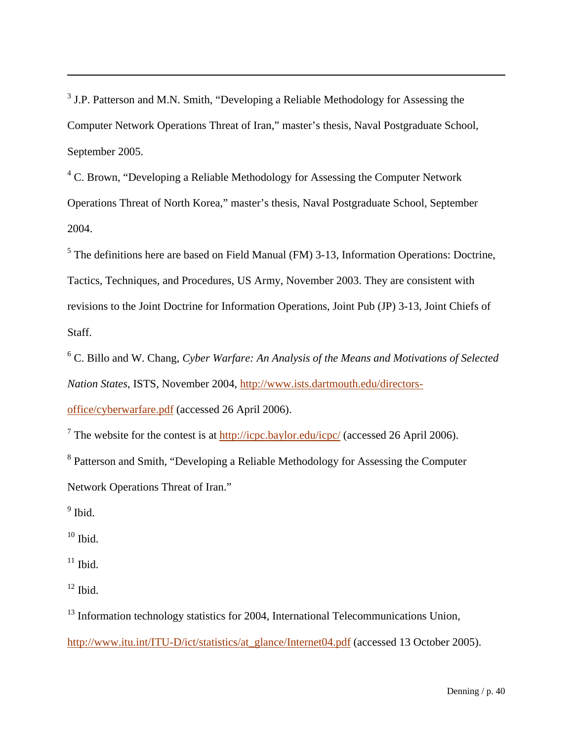[3] J.P. Patterson and M.N. Smith, "Developing a Reliable Methodology for Assessing the Computer Network Operations Threat of Iran," master's thesis, Naval Postgraduate School, September 2005.

[4] C. Brown, "Developing a Reliable Methodology for Assessing the Computer Network Operations Threat of North Korea," master's thesis, Naval Postgraduate School, September 2004.

[5] The definitions here are based on Field Manual (FM) 3-13, Information Operations: Doctrine, Tactics, Techniques, and Procedures, US Army, November 2003. They are consistent with revisions to the Joint Doctrine for Information Operations, Joint Pub (JP) 3-13, Joint Chiefs of Staff.

[6] C. Billo and W. Chang, *Cyber Warfare: An Analysis of the Means and Motivations of Selected Nation States*, ISTS, November 2004, http://www.ists.dartmouth.edu/directors-office/cyberwarfare.pdf (accessed 26 April 2006).

[7] The website for the contest is at http://icpc.baylor.edu/icpc/ (accessed 26 April 2006).

[8] Patterson and Smith, "Developing a Reliable Methodology for Assessing the Computer Network Operations Threat of Iran."

[9] Ibid.

[10] Ibid.

[11] Ibid.

[12] Ibid.

[13] Information technology statistics for 2004, International Telecommunications Union, http://www.itu.int/ITU-D/ict/statistics/at_glance/Internet04.pdf (accessed 13 October 2005).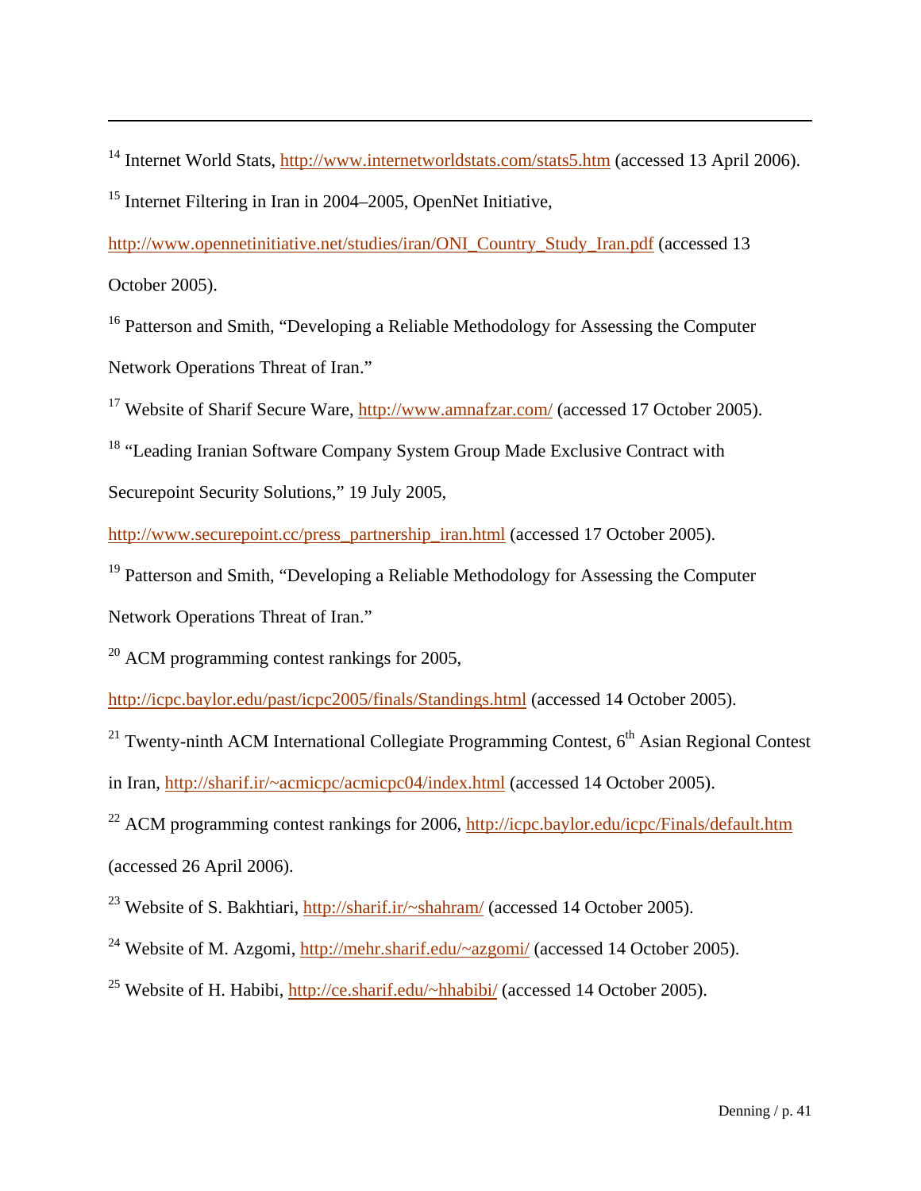[14] Internet World Stats, http://www.internetworldstats.com/stats5.htm (accessed 13 April 2006).

[15] Internet Filtering in Iran in 2004–2005, OpenNet Initiative, http://www.opennetinitiative.net/studies/iran/ONI_Country_Study_Iran.pdf (accessed 13 October 2005).

[16] Patterson and Smith, "Developing a Reliable Methodology for Assessing the Computer Network Operations Threat of Iran."

[17] Website of Sharif Secure Ware, http://www.amnafzar.com/ (accessed 17 October 2005).

[18] "Leading Iranian Software Company System Group Made Exclusive Contract with Securepoint Security Solutions," 19 July 2005, http://www.securepoint.cc/press_partnership_iran.html (accessed 17 October 2005).

[19] Patterson and Smith, "Developing a Reliable Methodology for Assessing the Computer Network Operations Threat of Iran."

[20] ACM programming contest rankings for 2005, http://icpc.baylor.edu/past/icpc2005/finals/Standings.html (accessed 14 October 2005).

[21] Twenty-ninth ACM International Collegiate Programming Contest, 6th Asian Regional Contest in Iran, http://sharif.ir/~acmicpc/acmicpc04/index.html (accessed 14 October 2005).

[22] ACM programming contest rankings for 2006, http://icpc.baylor.edu/icpc/Finals/default.htm (accessed 26 April 2006).

[23] Website of S. Bakhtiari, http://sharif.ir/~shahram/ (accessed 14 October 2005).

[24] Website of M. Azgomi, http://mehr.sharif.edu/~azgomi/ (accessed 14 October 2005).

[25] Website of H. Habibi, http://ce.sharif.edu/~hhabibi/ (accessed 14 October 2005).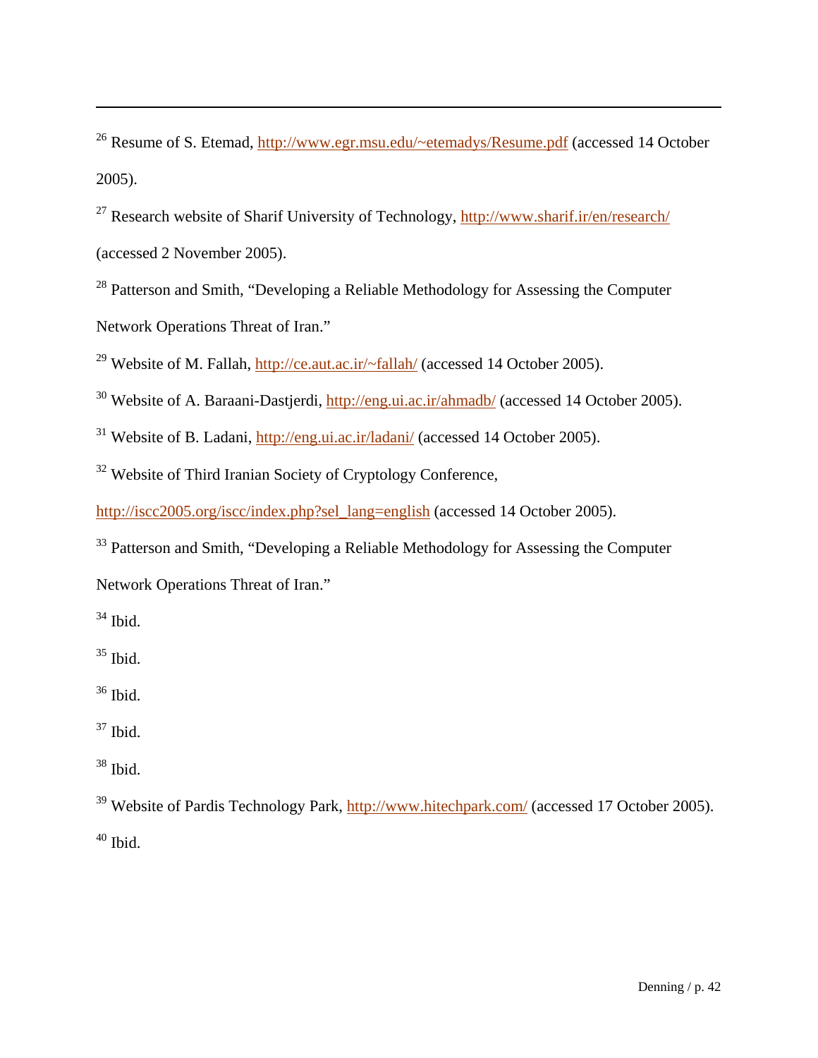[26] Resume of S. Etemad, http://www.egr.msu.edu/~etemadys/Resume.pdf (accessed 14 October 2005).

[27] Research website of Sharif University of Technology, http://www.sharif.ir/en/research/ (accessed 2 November 2005).

[28] Patterson and Smith, "Developing a Reliable Methodology for Assessing the Computer Network Operations Threat of Iran."

[29] Website of M. Fallah, http://ce.aut.ac.ir/~fallah/ (accessed 14 October 2005).

[30] Website of A. Baraani-Dastjerdi, http://eng.ui.ac.ir/ahmadb/ (accessed 14 October 2005).

[31] Website of B. Ladani, http://eng.ui.ac.ir/ladani/ (accessed 14 October 2005).

[32] Website of Third Iranian Society of Cryptology Conference, http://iscc2005.org/iscc/index.php?sel_lang=english (accessed 14 October 2005).

[33] Patterson and Smith, "Developing a Reliable Methodology for Assessing the Computer Network Operations Threat of Iran."

[34] Ibid.

[35] Ibid.

[36] Ibid.

[37] Ibid.

[38] Ibid.

[39] Website of Pardis Technology Park, http://www.hitechpark.com/ (accessed 17 October 2005).

[40] Ibid.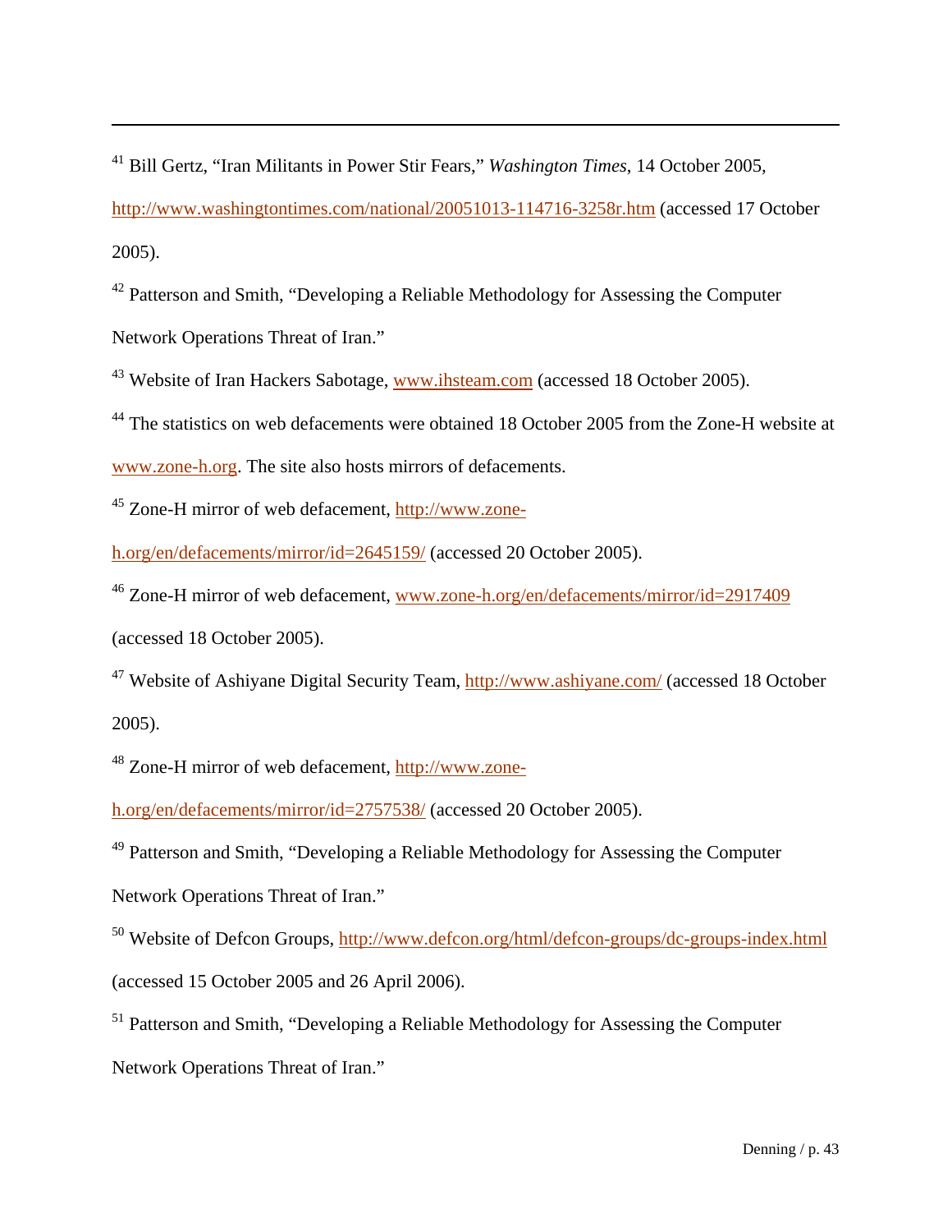---

[41] Bill Gertz, "Iran Militants in Power Stir Fears," *Washington Times*, 14 October 2005, http://www.washingtontimes.com/national/20051013-114716-3258r.htm (accessed 17 October 2005).

[42] Patterson and Smith, "Developing a Reliable Methodology for Assessing the Computer Network Operations Threat of Iran."

[43] Website of Iran Hackers Sabotage, www.ihsteam.com (accessed 18 October 2005).

[44] The statistics on web defacements were obtained 18 October 2005 from the Zone-H website at www.zone-h.org. The site also hosts mirrors of defacements.

[45] Zone-H mirror of web defacement, http://www.zone-h.org/en/defacements/mirror/id=2645159/ (accessed 20 October 2005).

[46] Zone-H mirror of web defacement, www.zone-h.org/en/defacements/mirror/id=2917409 (accessed 18 October 2005).

[47] Website of Ashiyane Digital Security Team, http://www.ashiyane.com/ (accessed 18 October 2005).

[48] Zone-H mirror of web defacement, http://www.zone-h.org/en/defacements/mirror/id=2757538/ (accessed 20 October 2005).

[49] Patterson and Smith, "Developing a Reliable Methodology for Assessing the Computer Network Operations Threat of Iran."

[50] Website of Defcon Groups, http://www.defcon.org/html/defcon-groups/dc-groups-index.html (accessed 15 October 2005 and 26 April 2006).

[51] Patterson and Smith, "Developing a Reliable Methodology for Assessing the Computer Network Operations Threat of Iran."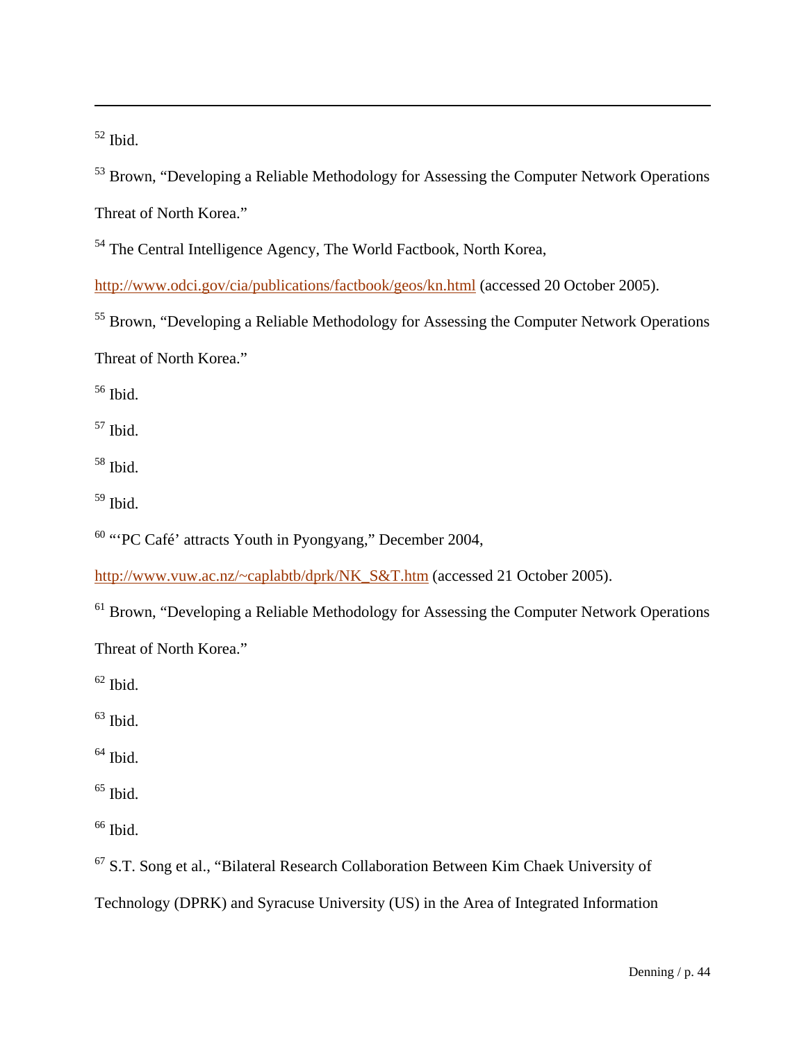[52] Ibid.

[53] Brown, "Developing a Reliable Methodology for Assessing the Computer Network Operations Threat of North Korea."

[54] The Central Intelligence Agency, The World Factbook, North Korea, http://www.odci.gov/cia/publications/factbook/geos/kn.html (accessed 20 October 2005).

[55] Brown, "Developing a Reliable Methodology for Assessing the Computer Network Operations Threat of North Korea."

[56] Ibid.

[57] Ibid.

[58] Ibid.

[59] Ibid.

[60] "'PC Café' attracts Youth in Pyongyang," December 2004, http://www.vuw.ac.nz/~caplabtb/dprk/NK_S&T.htm (accessed 21 October 2005).

[61] Brown, "Developing a Reliable Methodology for Assessing the Computer Network Operations Threat of North Korea."

[62] Ibid.

[63] Ibid.

[64] Ibid.

[65] Ibid.

[66] Ibid.

[67] S.T. Song et al., "Bilateral Research Collaboration Between Kim Chaek University of Technology (DPRK) and Syracuse University (US) in the Area of Integrated Information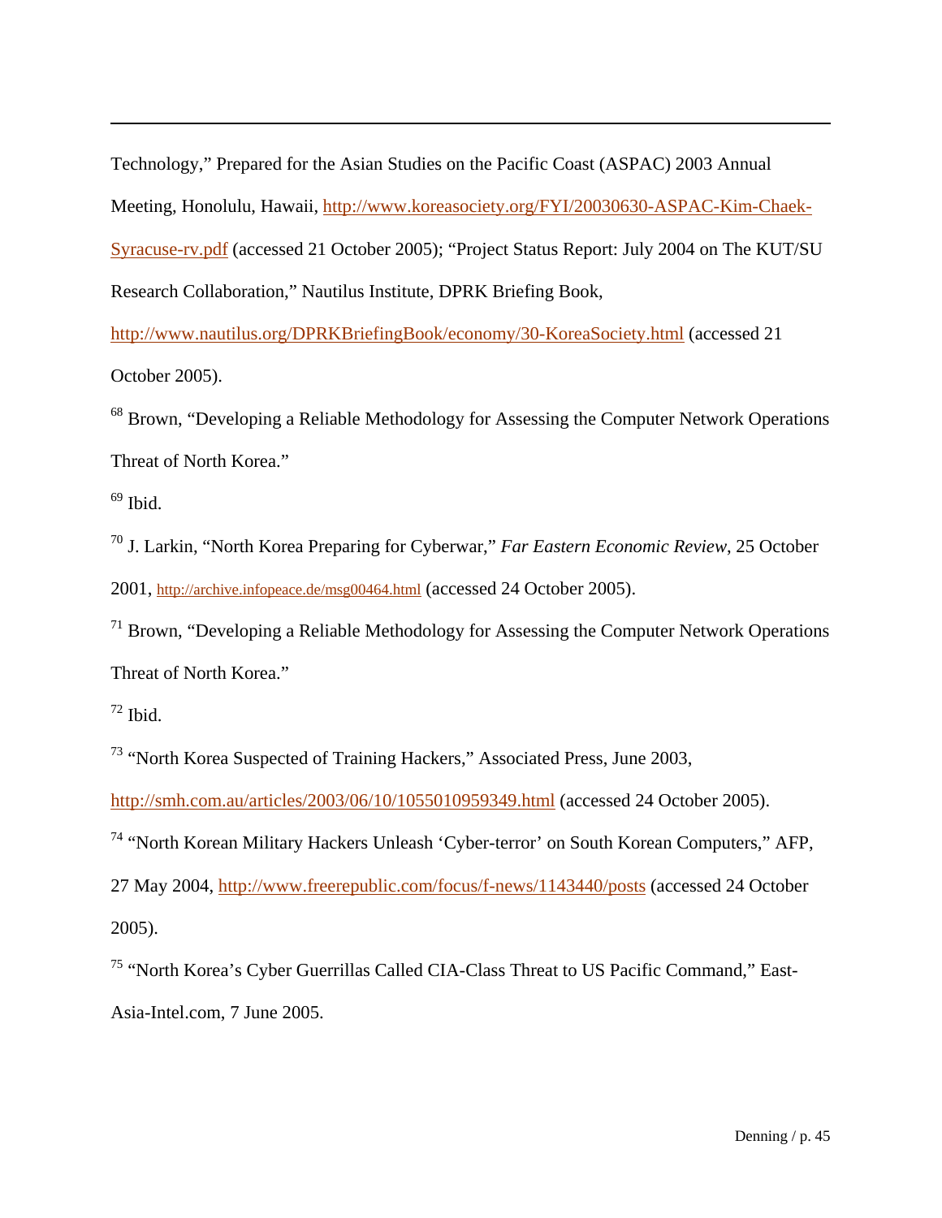Technology," Prepared for the Asian Studies on the Pacific Coast (ASPAC) 2003 Annual Meeting, Honolulu, Hawaii, http://www.koreasociety.org/FYI/20030630-ASPAC-Kim-Chaek-Syracuse-rv.pdf (accessed 21 October 2005); "Project Status Report: July 2004 on The KUT/SU Research Collaboration," Nautilus Institute, DPRK Briefing Book, http://www.nautilus.org/DPRKBriefingBook/economy/30-KoreaSociety.html (accessed 21 October 2005).

[68] Brown, "Developing a Reliable Methodology for Assessing the Computer Network Operations Threat of North Korea."

[69] Ibid.

[70] J. Larkin, "North Korea Preparing for Cyberwar," *Far Eastern Economic Review*, 25 October 2001, http://archive.infopeace.de/msg00464.html (accessed 24 October 2005).

[71] Brown, "Developing a Reliable Methodology for Assessing the Computer Network Operations Threat of North Korea."

[72] Ibid.

[73] "North Korea Suspected of Training Hackers," Associated Press, June 2003, http://smh.com.au/articles/2003/06/10/1055010959349.html (accessed 24 October 2005).

[74] "North Korean Military Hackers Unleash 'Cyber-terror' on South Korean Computers," AFP, 27 May 2004, http://www.freerepublic.com/focus/f-news/1143440/posts (accessed 24 October 2005).

[75] "North Korea's Cyber Guerrillas Called CIA-Class Threat to US Pacific Command," East-Asia-Intel.com, 7 June 2005.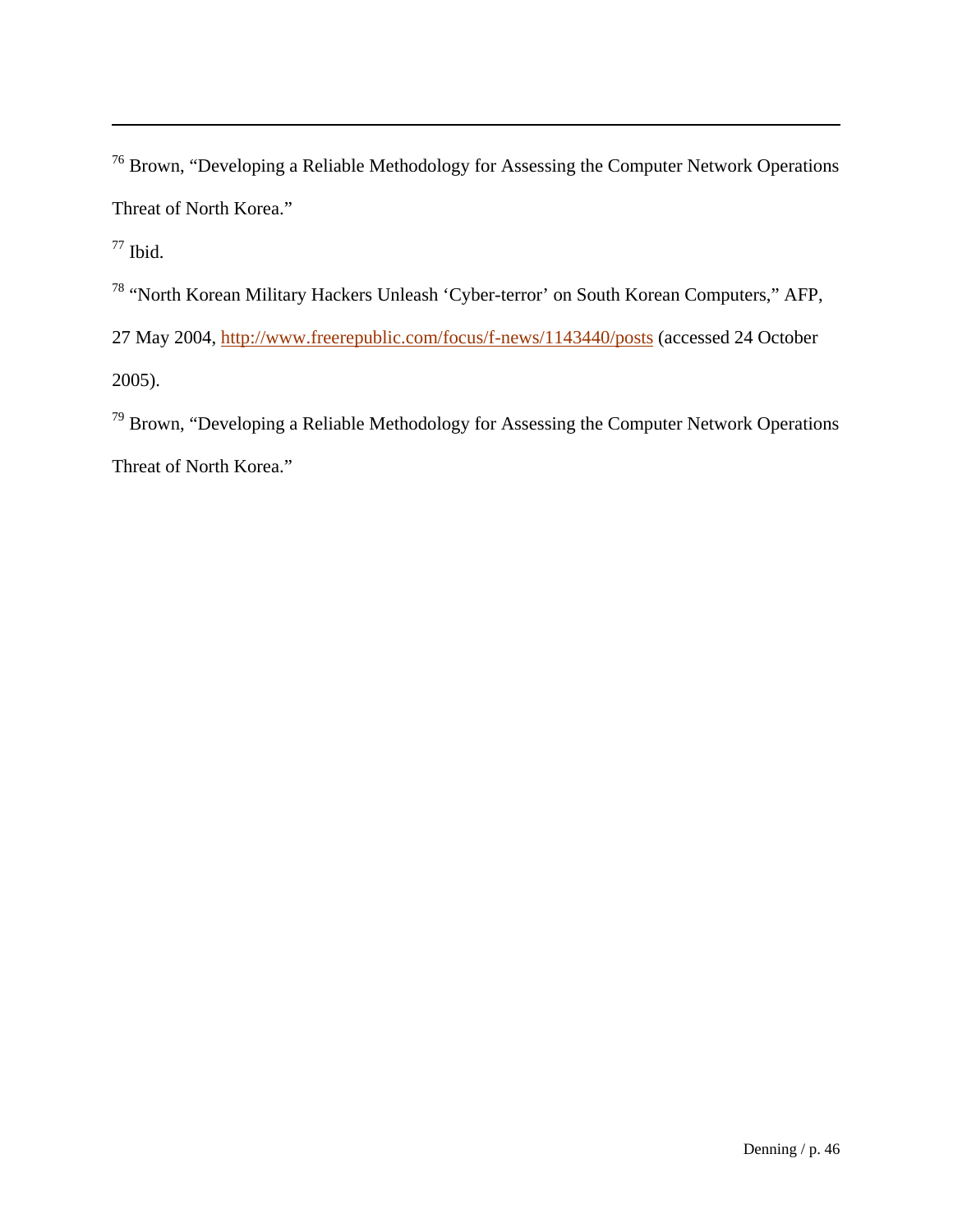---

[76] Brown, "Developing a Reliable Methodology for Assessing the Computer Network Operations Threat of North Korea."

[77] Ibid.

[78] "North Korean Military Hackers Unleash 'Cyber-terror' on South Korean Computers," AFP, 27 May 2004, http://www.freerepublic.com/focus/f-news/1143440/posts (accessed 24 October 2005).

[79] Brown, "Developing a Reliable Methodology for Assessing the Computer Network Operations Threat of North Korea."